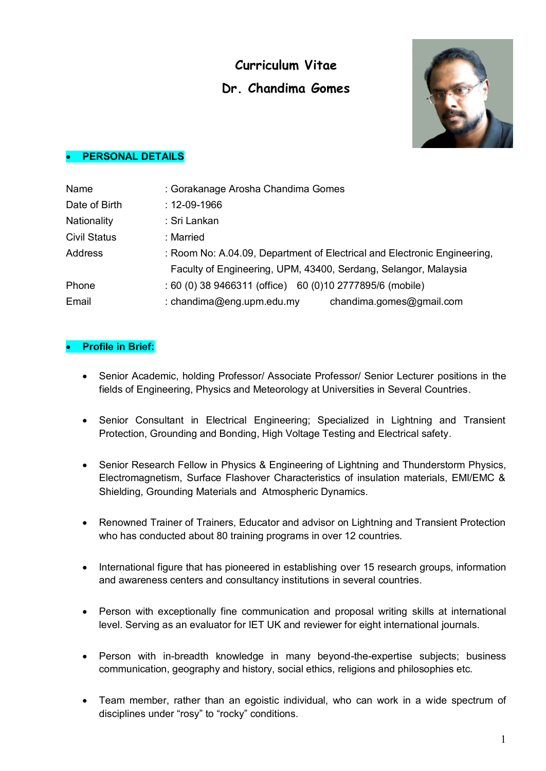# Curriculum Vitae

# Dr. Chandima Gomes

## • PERSONAL DETAILS

| | |
|---|---|
| Name | : Gorakanage Arosha Chandima Gomes |
| Date of Birth | : 12-09-1966 |
| Nationality | : Sri Lankan |
| Civil Status | : Married |
| Address | : Room No: A.04.09, Department of Electrical and Electronic Engineering, Faculty of Engineering, UPM, 43400, Serdang, Selangor, Malaysia |
| Phone | : 60 (0) 38 9466311 (office) 60 (0)10 2777895/6 (mobile) |
| Email | : chandima@eng.upm.edu.my chandima.gomes@gmail.com |

## • Profile in Brief:

- Senior Academic, holding Professor/ Associate Professor/ Senior Lecturer positions in the fields of Engineering, Physics and Meteorology at Universities in Several Countries.

- Senior Consultant in Electrical Engineering; Specialized in Lightning and Transient Protection, Grounding and Bonding, High Voltage Testing and Electrical safety.

- Senior Research Fellow in Physics & Engineering of Lightning and Thunderstorm Physics, Electromagnetism, Surface Flashover Characteristics of insulation materials, EMI/EMC & Shielding, Grounding Materials and Atmospheric Dynamics.

- Renowned Trainer of Trainers, Educator and advisor on Lightning and Transient Protection who has conducted about 80 training programs in over 12 countries.

- International figure that has pioneered in establishing over 15 research groups, information and awareness centers and consultancy institutions in several countries.

- Person with exceptionally fine communication and proposal writing skills at international level. Serving as an evaluator for IET UK and reviewer for eight international journals.

- Person with in-breadth knowledge in many beyond-the-expertise subjects; business communication, geography and history, social ethics, religions and philosophies etc.

- Team member, rather than an egoistic individual, who can work in a wide spectrum of disciplines under "rosy" to "rocky" conditions.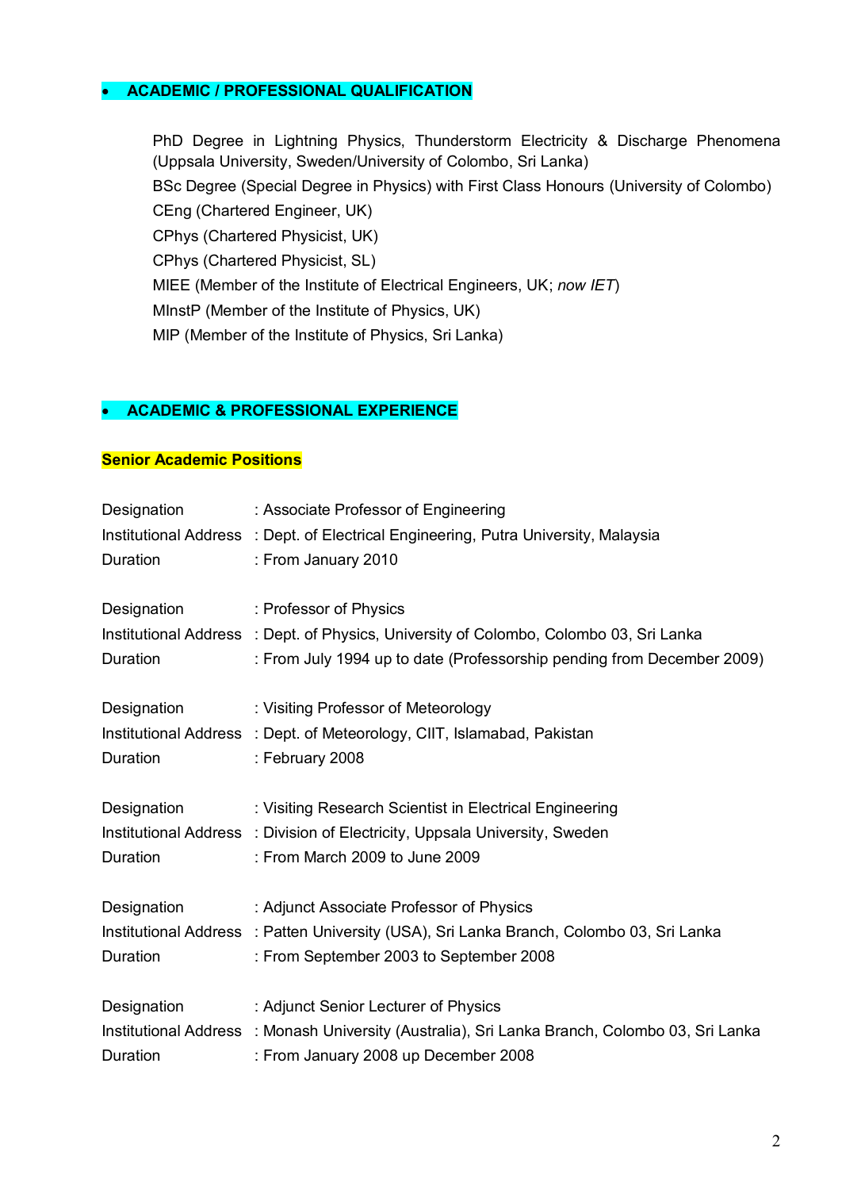- **ACADEMIC / PROFESSIONAL QUALIFICATION**

PhD Degree in Lightning Physics, Thunderstorm Electricity & Discharge Phenomena (Uppsala University, Sweden/University of Colombo, Sri Lanka)
BSc Degree (Special Degree in Physics) with First Class Honours (University of Colombo)
CEng (Chartered Engineer, UK)
CPhys (Chartered Physicist, UK)
CPhys (Chartered Physicist, SL)
MIEE (Member of the Institute of Electrical Engineers, UK; *now IET*)
MInstP (Member of the Institute of Physics, UK)
MIP (Member of the Institute of Physics, Sri Lanka)

- **ACADEMIC & PROFESSIONAL EXPERIENCE**

**Senior Academic Positions**

Designation : Associate Professor of Engineering
Institutional Address : Dept. of Electrical Engineering, Putra University, Malaysia
Duration : From January 2010

Designation : Professor of Physics
Institutional Address : Dept. of Physics, University of Colombo, Colombo 03, Sri Lanka
Duration : From July 1994 up to date (Professorship pending from December 2009)

Designation : Visiting Professor of Meteorology
Institutional Address : Dept. of Meteorology, CIIT, Islamabad, Pakistan
Duration : February 2008

Designation : Visiting Research Scientist in Electrical Engineering
Institutional Address : Division of Electricity, Uppsala University, Sweden
Duration : From March 2009 to June 2009

Designation : Adjunct Associate Professor of Physics
Institutional Address : Patten University (USA), Sri Lanka Branch, Colombo 03, Sri Lanka
Duration : From September 2003 to September 2008

Designation : Adjunct Senior Lecturer of Physics
Institutional Address : Monash University (Australia), Sri Lanka Branch, Colombo 03, Sri Lanka
Duration : From January 2008 up December 2008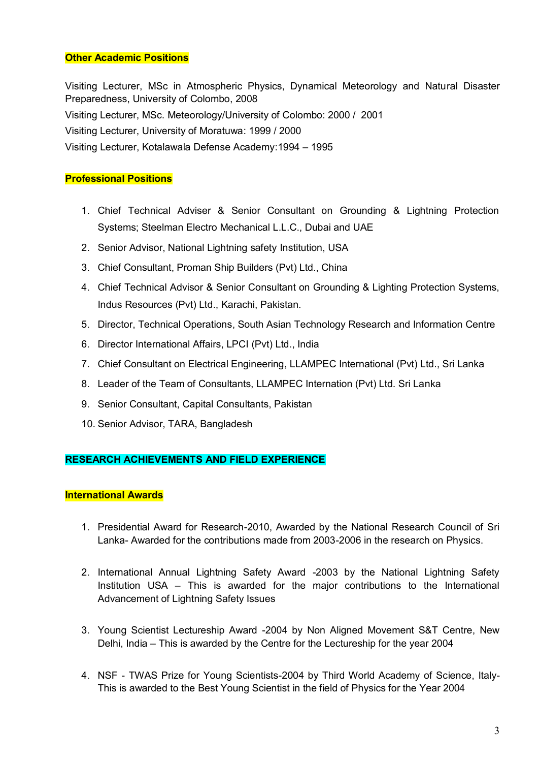## Other Academic Positions

Visiting Lecturer, MSc in Atmospheric Physics, Dynamical Meteorology and Natural Disaster Preparedness, University of Colombo, 2008

Visiting Lecturer, MSc. Meteorology/University of Colombo: 2000 / 2001

Visiting Lecturer, University of Moratuwa: 1999 / 2000

Visiting Lecturer, Kotalawala Defense Academy:1994 – 1995

## Professional Positions

1. Chief Technical Adviser & Senior Consultant on Grounding & Lightning Protection Systems; Steelman Electro Mechanical L.L.C., Dubai and UAE
2. Senior Advisor, National Lightning safety Institution, USA
3. Chief Consultant, Proman Ship Builders (Pvt) Ltd., China
4. Chief Technical Advisor & Senior Consultant on Grounding & Lighting Protection Systems, Indus Resources (Pvt) Ltd., Karachi, Pakistan.
5. Director, Technical Operations, South Asian Technology Research and Information Centre
6. Director International Affairs, LPCI (Pvt) Ltd., India
7. Chief Consultant on Electrical Engineering, LLAMPEC International (Pvt) Ltd., Sri Lanka
8. Leader of the Team of Consultants, LLAMPEC Internation (Pvt) Ltd. Sri Lanka
9. Senior Consultant, Capital Consultants, Pakistan
10. Senior Advisor, TARA, Bangladesh

# RESEARCH ACHIEVEMENTS AND FIELD EXPERIENCE

## International Awards

1. Presidential Award for Research-2010, Awarded by the National Research Council of Sri Lanka- Awarded for the contributions made from 2003-2006 in the research on Physics.

2. International Annual Lightning Safety Award -2003 by the National Lightning Safety Institution USA – This is awarded for the major contributions to the International Advancement of Lightning Safety Issues

3. Young Scientist Lectureship Award -2004 by Non Aligned Movement S&T Centre, New Delhi, India – This is awarded by the Centre for the Lectureship for the year 2004

4. NSF - TWAS Prize for Young Scientists-2004 by Third World Academy of Science, Italy- This is awarded to the Best Young Scientist in the field of Physics for the Year 2004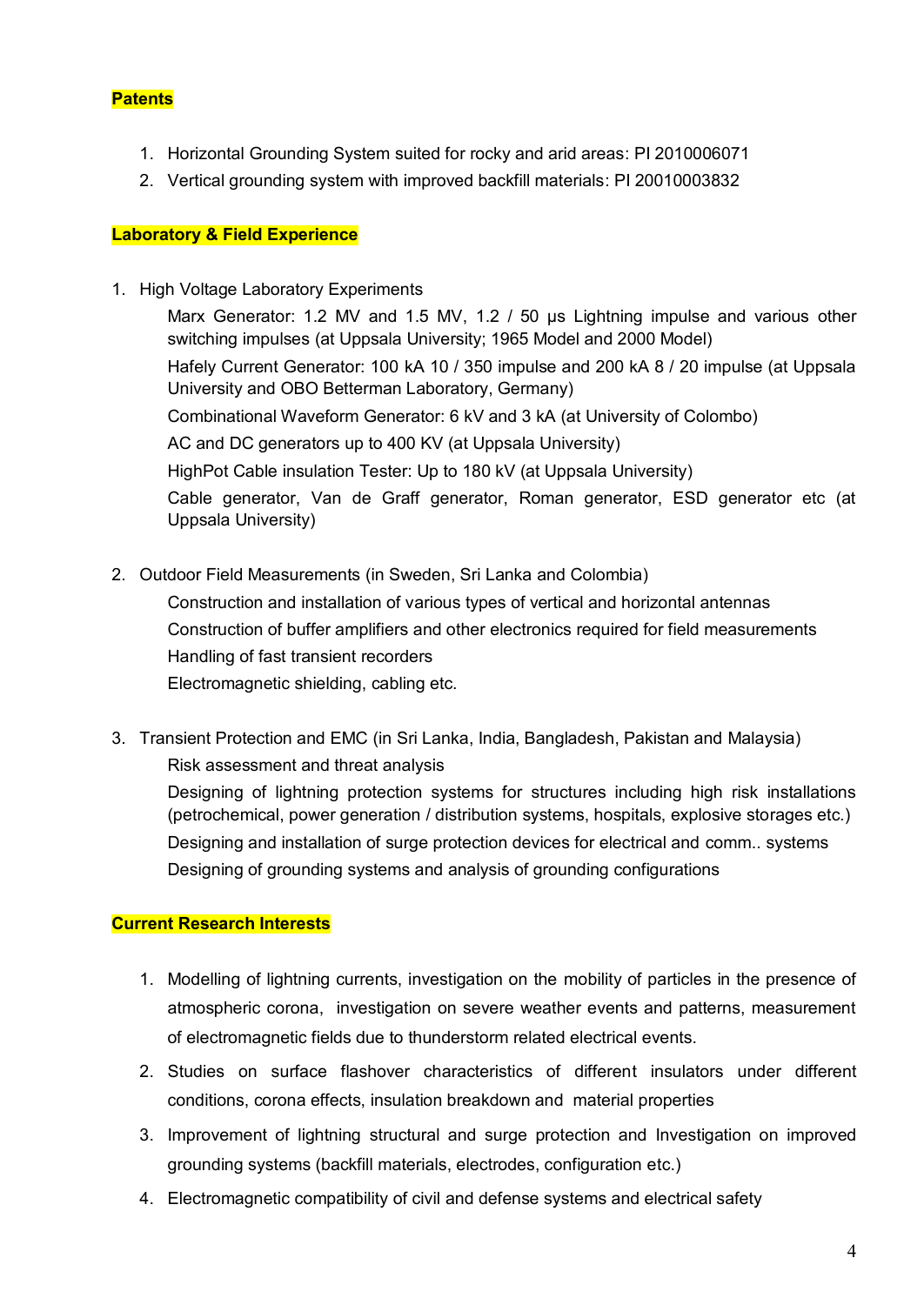**Patents**

1. Horizontal Grounding System suited for rocky and arid areas: PI 2010006071
2. Vertical grounding system with improved backfill materials: PI 20010003832

**Laboratory & Field Experience**

1. High Voltage Laboratory Experiments

   Marx Generator: 1.2 MV and 1.5 MV, 1.2 / 50 μs Lightning impulse and various other switching impulses (at Uppsala University; 1965 Model and 2000 Model)

   Hafely Current Generator: 100 kA 10 / 350 impulse and 200 kA 8 / 20 impulse (at Uppsala University and OBO Betterman Laboratory, Germany)

   Combinational Waveform Generator: 6 kV and 3 kA (at University of Colombo)

   AC and DC generators up to 400 KV (at Uppsala University)

   HighPot Cable insulation Tester: Up to 180 kV (at Uppsala University)

   Cable generator, Van de Graff generator, Roman generator, ESD generator etc (at Uppsala University)

2. Outdoor Field Measurements (in Sweden, Sri Lanka and Colombia)

   Construction and installation of various types of vertical and horizontal antennas

   Construction of buffer amplifiers and other electronics required for field measurements

   Handling of fast transient recorders

   Electromagnetic shielding, cabling etc.

3. Transient Protection and EMC (in Sri Lanka, India, Bangladesh, Pakistan and Malaysia)

   Risk assessment and threat analysis

   Designing of lightning protection systems for structures including high risk installations (petrochemical, power generation / distribution systems, hospitals, explosive storages etc.)

   Designing and installation of surge protection devices for electrical and comm.. systems

   Designing of grounding systems and analysis of grounding configurations

**Current Research Interests**

1. Modelling of lightning currents, investigation on the mobility of particles in the presence of atmospheric corona, investigation on severe weather events and patterns, measurement of electromagnetic fields due to thunderstorm related electrical events.
2. Studies on surface flashover characteristics of different insulators under different conditions, corona effects, insulation breakdown and material properties
3. Improvement of lightning structural and surge protection and Investigation on improved grounding systems (backfill materials, electrodes, configuration etc.)
4. Electromagnetic compatibility of civil and defense systems and electrical safety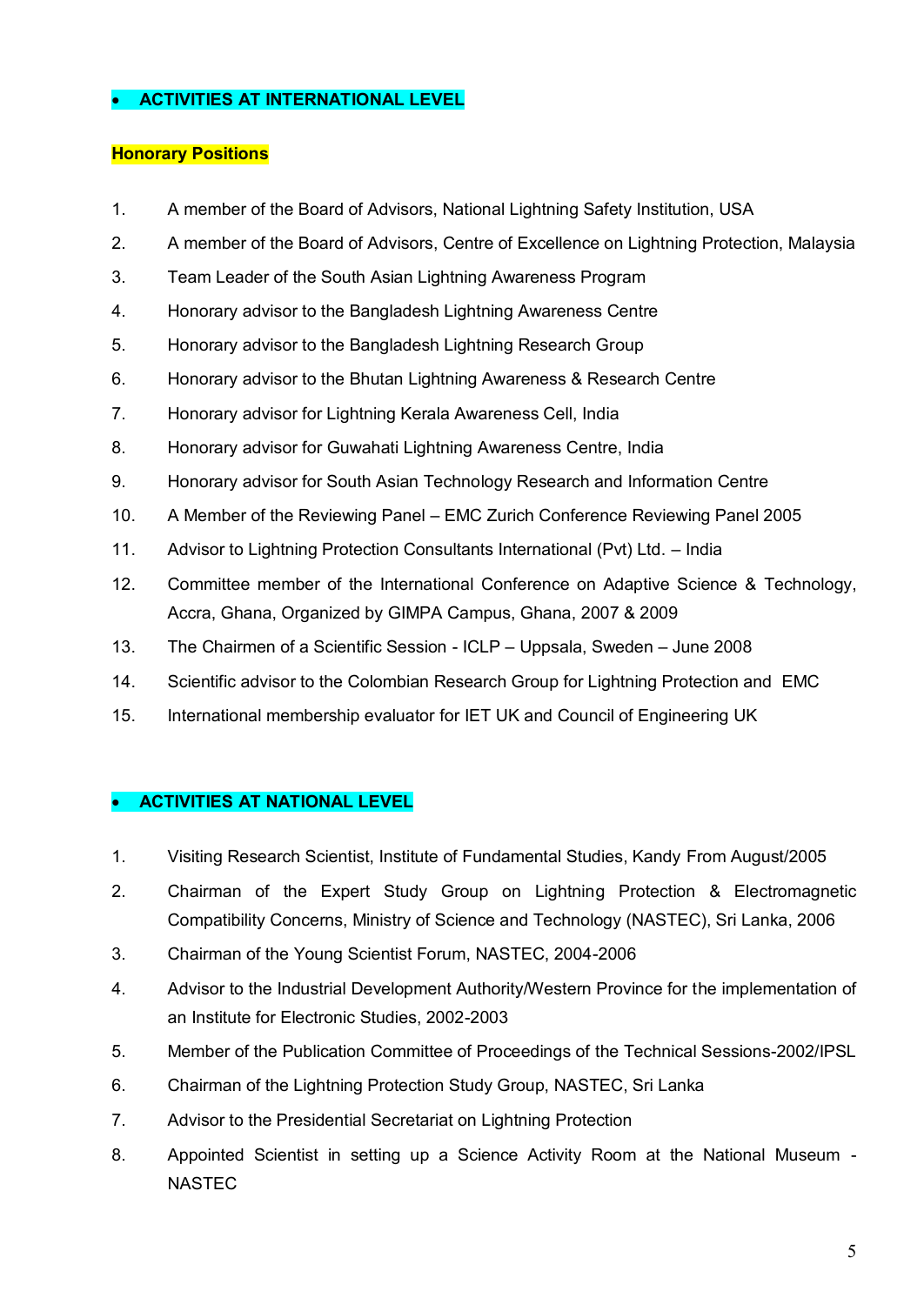## • ACTIVITIES AT INTERNATIONAL LEVEL

### Honorary Positions

1. A member of the Board of Advisors, National Lightning Safety Institution, USA
2. A member of the Board of Advisors, Centre of Excellence on Lightning Protection, Malaysia
3. Team Leader of the South Asian Lightning Awareness Program
4. Honorary advisor to the Bangladesh Lightning Awareness Centre
5. Honorary advisor to the Bangladesh Lightning Research Group
6. Honorary advisor to the Bhutan Lightning Awareness & Research Centre
7. Honorary advisor for Lightning Kerala Awareness Cell, India
8. Honorary advisor for Guwahati Lightning Awareness Centre, India
9. Honorary advisor for South Asian Technology Research and Information Centre
10. A Member of the Reviewing Panel – EMC Zurich Conference Reviewing Panel 2005
11. Advisor to Lightning Protection Consultants International (Pvt) Ltd. – India
12. Committee member of the International Conference on Adaptive Science & Technology, Accra, Ghana, Organized by GIMPA Campus, Ghana, 2007 & 2009
13. The Chairmen of a Scientific Session - ICLP – Uppsala, Sweden – June 2008
14. Scientific advisor to the Colombian Research Group for Lightning Protection and EMC
15. International membership evaluator for IET UK and Council of Engineering UK

## • ACTIVITIES AT NATIONAL LEVEL

1. Visiting Research Scientist, Institute of Fundamental Studies, Kandy From August/2005
2. Chairman of the Expert Study Group on Lightning Protection & Electromagnetic Compatibility Concerns, Ministry of Science and Technology (NASTEC), Sri Lanka, 2006
3. Chairman of the Young Scientist Forum, NASTEC, 2004-2006
4. Advisor to the Industrial Development Authority/Western Province for the implementation of an Institute for Electronic Studies, 2002-2003
5. Member of the Publication Committee of Proceedings of the Technical Sessions-2002/IPSL
6. Chairman of the Lightning Protection Study Group, NASTEC, Sri Lanka
7. Advisor to the Presidential Secretariat on Lightning Protection
8. Appointed Scientist in setting up a Science Activity Room at the National Museum - NASTEC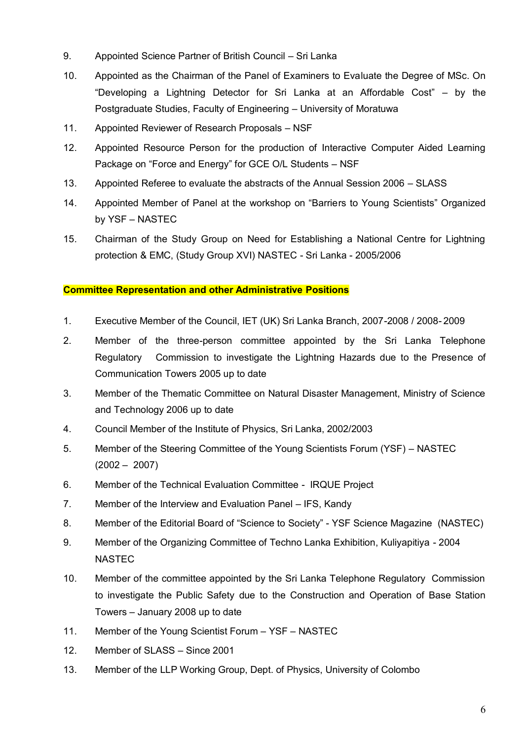9. Appointed Science Partner of British Council – Sri Lanka
10. Appointed as the Chairman of the Panel of Examiners to Evaluate the Degree of MSc. On "Developing a Lightning Detector for Sri Lanka at an Affordable Cost" – by the Postgraduate Studies, Faculty of Engineering – University of Moratuwa
11. Appointed Reviewer of Research Proposals – NSF
12. Appointed Resource Person for the production of Interactive Computer Aided Learning Package on "Force and Energy" for GCE O/L Students – NSF
13. Appointed Referee to evaluate the abstracts of the Annual Session 2006 – SLASS
14. Appointed Member of Panel at the workshop on "Barriers to Young Scientists" Organized by YSF – NASTEC
15. Chairman of the Study Group on Need for Establishing a National Centre for Lightning protection & EMC, (Study Group XVI) NASTEC - Sri Lanka - 2005/2006

**Committee Representation and other Administrative Positions**

1. Executive Member of the Council, IET (UK) Sri Lanka Branch, 2007-2008 / 2008- 2009
2. Member of the three-person committee appointed by the Sri Lanka Telephone Regulatory Commission to investigate the Lightning Hazards due to the Presence of Communication Towers 2005 up to date
3. Member of the Thematic Committee on Natural Disaster Management, Ministry of Science and Technology 2006 up to date
4. Council Member of the Institute of Physics, Sri Lanka, 2002/2003
5. Member of the Steering Committee of the Young Scientists Forum (YSF) – NASTEC (2002 – 2007)
6. Member of the Technical Evaluation Committee - IRQUE Project
7. Member of the Interview and Evaluation Panel – IFS, Kandy
8. Member of the Editorial Board of "Science to Society" - YSF Science Magazine (NASTEC)
9. Member of the Organizing Committee of Techno Lanka Exhibition, Kuliyapitiya - 2004 NASTEC
10. Member of the committee appointed by the Sri Lanka Telephone Regulatory Commission to investigate the Public Safety due to the Construction and Operation of Base Station Towers – January 2008 up to date
11. Member of the Young Scientist Forum – YSF – NASTEC
12. Member of SLASS – Since 2001
13. Member of the LLP Working Group, Dept. of Physics, University of Colombo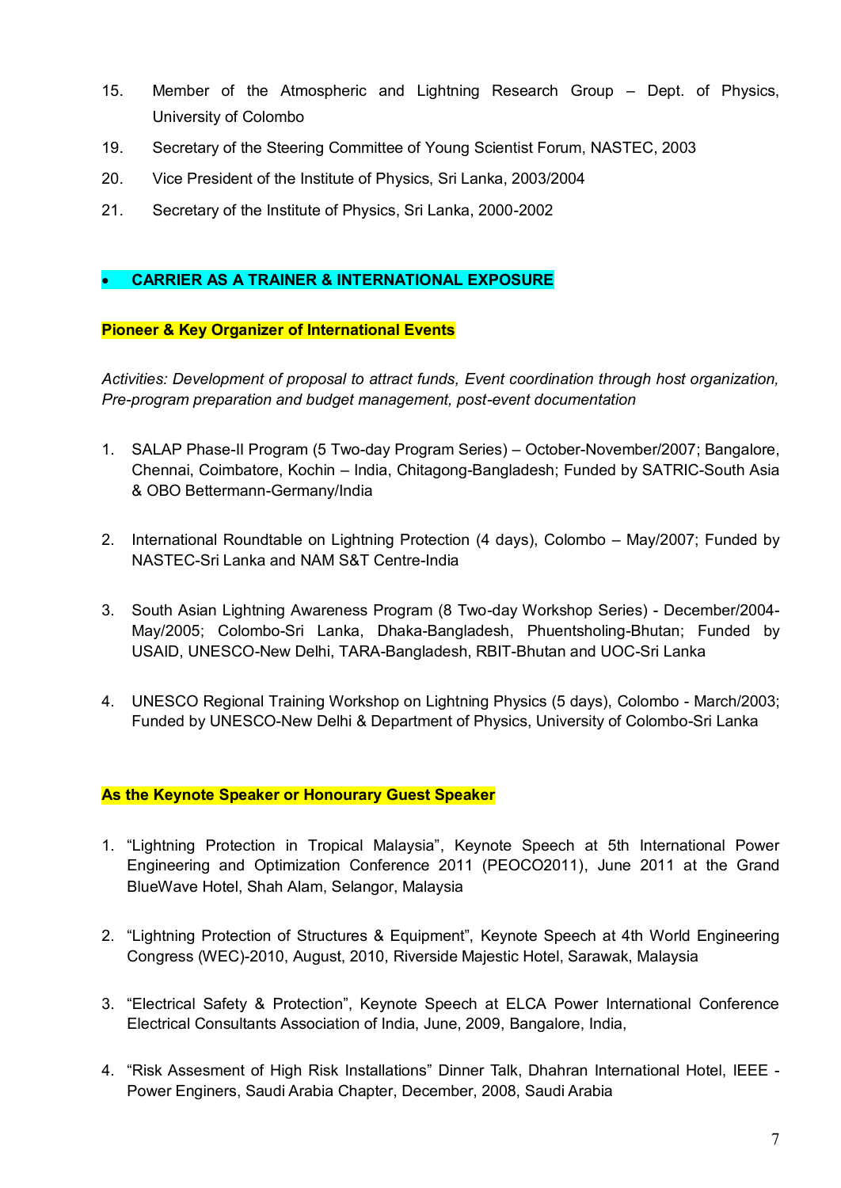15. Member of the Atmospheric and Lightning Research Group – Dept. of Physics, University of Colombo
19. Secretary of the Steering Committee of Young Scientist Forum, NASTEC, 2003
20. Vice President of the Institute of Physics, Sri Lanka, 2003/2004
21. Secretary of the Institute of Physics, Sri Lanka, 2000-2002

- **CARRIER AS A TRAINER & INTERNATIONAL EXPOSURE**

**Pioneer & Key Organizer of International Events**

*Activities: Development of proposal to attract funds, Event coordination through host organization, Pre-program preparation and budget management, post-event documentation*

1. SALAP Phase-II Program (5 Two-day Program Series) – October-November/2007; Bangalore, Chennai, Coimbatore, Kochin – India, Chitagong-Bangladesh; Funded by SATRIC-South Asia & OBO Bettermann-Germany/India

2. International Roundtable on Lightning Protection (4 days), Colombo – May/2007; Funded by NASTEC-Sri Lanka and NAM S&T Centre-India

3. South Asian Lightning Awareness Program (8 Two-day Workshop Series) - December/2004-May/2005; Colombo-Sri Lanka, Dhaka-Bangladesh, Phuentsholing-Bhutan; Funded by USAID, UNESCO-New Delhi, TARA-Bangladesh, RBIT-Bhutan and UOC-Sri Lanka

4. UNESCO Regional Training Workshop on Lightning Physics (5 days), Colombo - March/2003; Funded by UNESCO-New Delhi & Department of Physics, University of Colombo-Sri Lanka

**As the Keynote Speaker or Honourary Guest Speaker**

1. "Lightning Protection in Tropical Malaysia", Keynote Speech at 5th International Power Engineering and Optimization Conference 2011 (PEOCO2011), June 2011 at the Grand BlueWave Hotel, Shah Alam, Selangor, Malaysia

2. "Lightning Protection of Structures & Equipment", Keynote Speech at 4th World Engineering Congress (WEC)-2010, August, 2010, Riverside Majestic Hotel, Sarawak, Malaysia

3. "Electrical Safety & Protection", Keynote Speech at ELCA Power International Conference Electrical Consultants Association of India, June, 2009, Bangalore, India,

4. "Risk Assesment of High Risk Installations" Dinner Talk, Dhahran International Hotel, IEEE - Power Enginers, Saudi Arabia Chapter, December, 2008, Saudi Arabia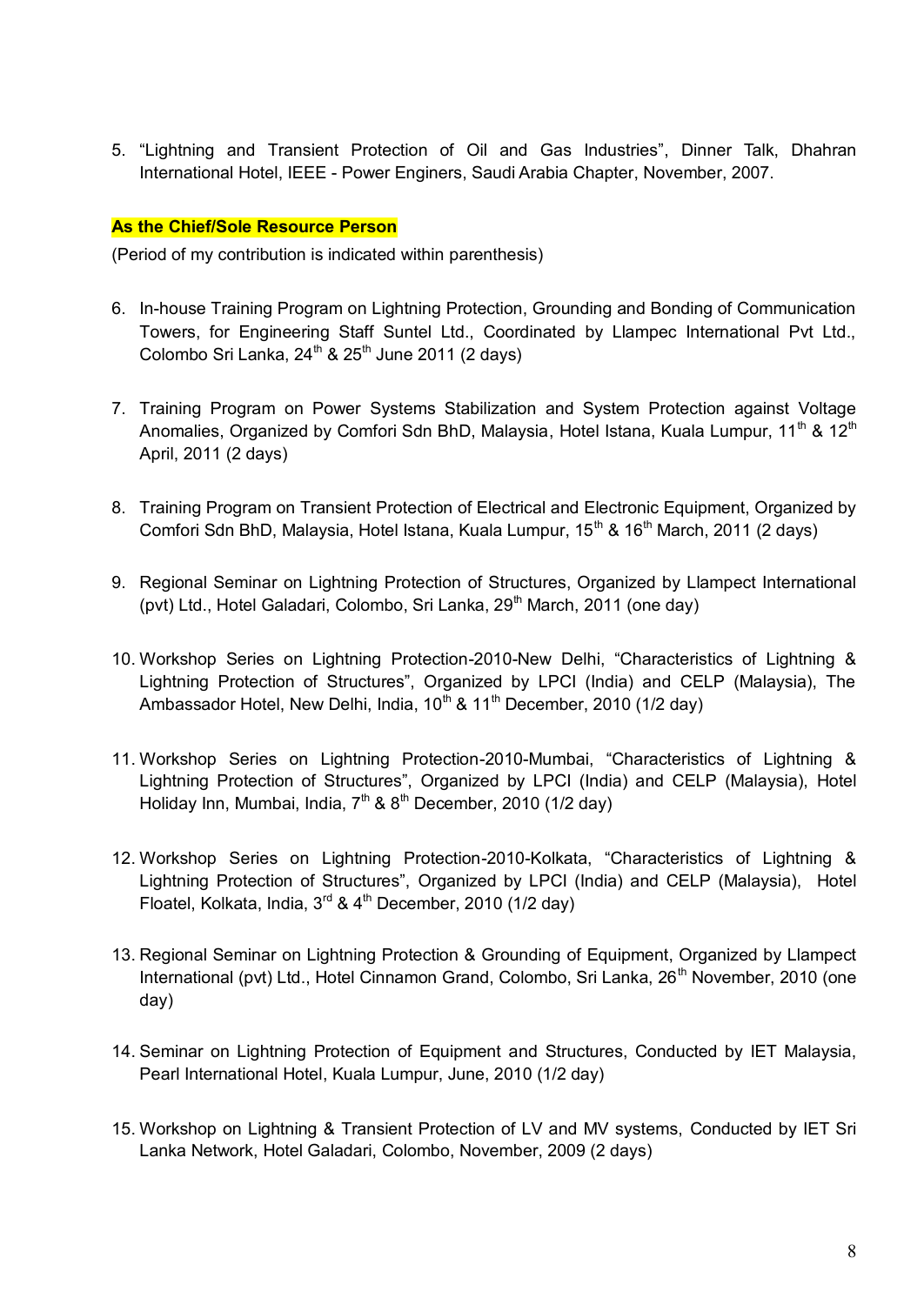5. "Lightning and Transient Protection of Oil and Gas Industries", Dinner Talk, Dhahran International Hotel, IEEE - Power Enginers, Saudi Arabia Chapter, November, 2007.

**As the Chief/Sole Resource Person**

(Period of my contribution is indicated within parenthesis)

6. In-house Training Program on Lightning Protection, Grounding and Bonding of Communication Towers, for Engineering Staff Suntel Ltd., Coordinated by Llampec International Pvt Ltd., Colombo Sri Lanka, 24th & 25th June 2011 (2 days)

7. Training Program on Power Systems Stabilization and System Protection against Voltage Anomalies, Organized by Comfori Sdn BhD, Malaysia, Hotel Istana, Kuala Lumpur, 11th & 12th April, 2011 (2 days)

8. Training Program on Transient Protection of Electrical and Electronic Equipment, Organized by Comfori Sdn BhD, Malaysia, Hotel Istana, Kuala Lumpur, 15th & 16th March, 2011 (2 days)

9. Regional Seminar on Lightning Protection of Structures, Organized by Llampect International (pvt) Ltd., Hotel Galadari, Colombo, Sri Lanka, 29th March, 2011 (one day)

10. Workshop Series on Lightning Protection-2010-New Delhi, "Characteristics of Lightning & Lightning Protection of Structures", Organized by LPCI (India) and CELP (Malaysia), The Ambassador Hotel, New Delhi, India, 10th & 11th December, 2010 (1/2 day)

11. Workshop Series on Lightning Protection-2010-Mumbai, "Characteristics of Lightning & Lightning Protection of Structures", Organized by LPCI (India) and CELP (Malaysia), Hotel Holiday Inn, Mumbai, India, 7th & 8th December, 2010 (1/2 day)

12. Workshop Series on Lightning Protection-2010-Kolkata, "Characteristics of Lightning & Lightning Protection of Structures", Organized by LPCI (India) and CELP (Malaysia), Hotel Floatel, Kolkata, India, 3rd & 4th December, 2010 (1/2 day)

13. Regional Seminar on Lightning Protection & Grounding of Equipment, Organized by Llampect International (pvt) Ltd., Hotel Cinnamon Grand, Colombo, Sri Lanka, 26th November, 2010 (one day)

14. Seminar on Lightning Protection of Equipment and Structures, Conducted by IET Malaysia, Pearl International Hotel, Kuala Lumpur, June, 2010 (1/2 day)

15. Workshop on Lightning & Transient Protection of LV and MV systems, Conducted by IET Sri Lanka Network, Hotel Galadari, Colombo, November, 2009 (2 days)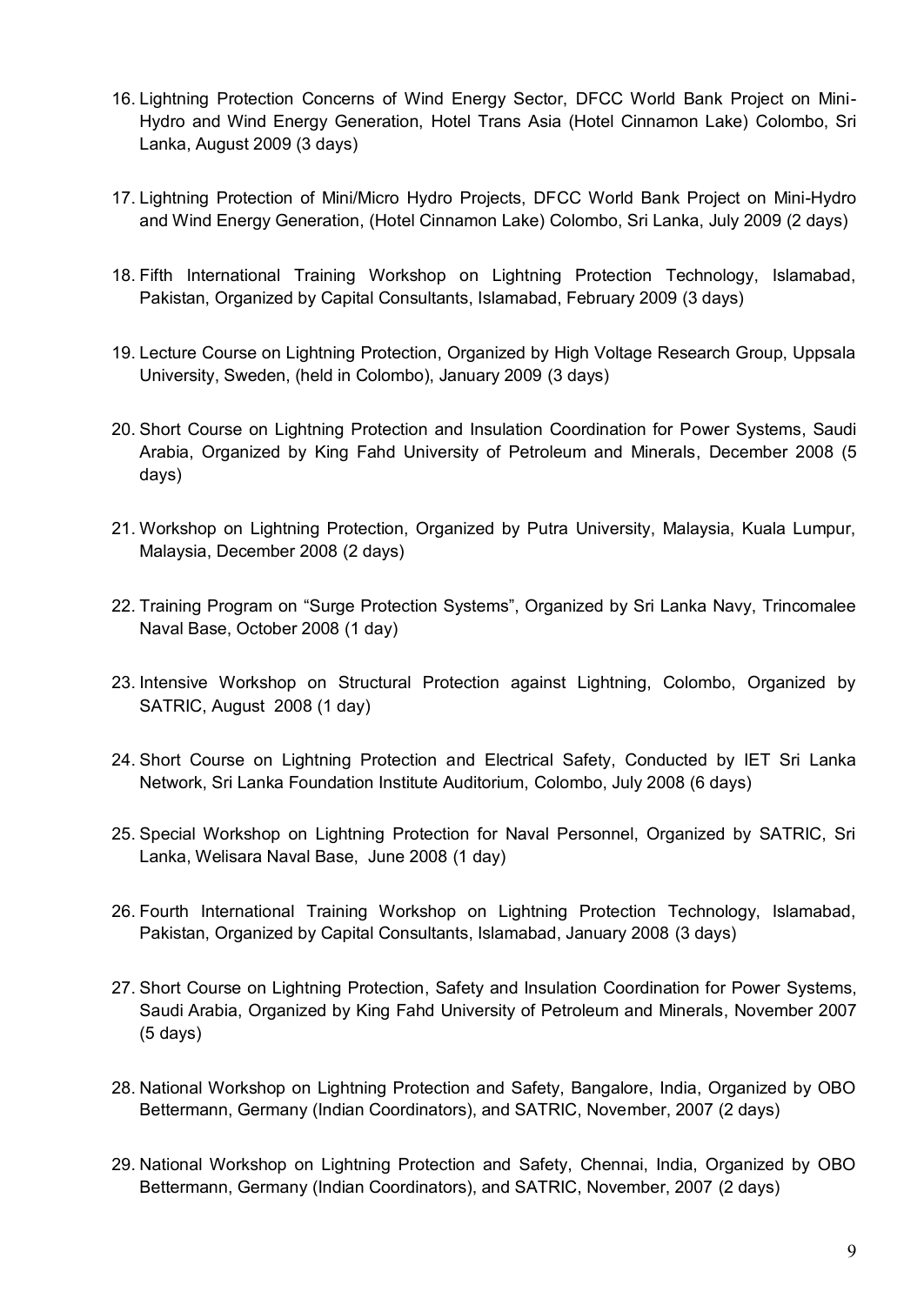16. Lightning Protection Concerns of Wind Energy Sector, DFCC World Bank Project on Mini-Hydro and Wind Energy Generation, Hotel Trans Asia (Hotel Cinnamon Lake) Colombo, Sri Lanka, August 2009 (3 days)

17. Lightning Protection of Mini/Micro Hydro Projects, DFCC World Bank Project on Mini-Hydro and Wind Energy Generation, (Hotel Cinnamon Lake) Colombo, Sri Lanka, July 2009 (2 days)

18. Fifth International Training Workshop on Lightning Protection Technology, Islamabad, Pakistan, Organized by Capital Consultants, Islamabad, February 2009 (3 days)

19. Lecture Course on Lightning Protection, Organized by High Voltage Research Group, Uppsala University, Sweden, (held in Colombo), January 2009 (3 days)

20. Short Course on Lightning Protection and Insulation Coordination for Power Systems, Saudi Arabia, Organized by King Fahd University of Petroleum and Minerals, December 2008 (5 days)

21. Workshop on Lightning Protection, Organized by Putra University, Malaysia, Kuala Lumpur, Malaysia, December 2008 (2 days)

22. Training Program on "Surge Protection Systems", Organized by Sri Lanka Navy, Trincomalee Naval Base, October 2008 (1 day)

23. Intensive Workshop on Structural Protection against Lightning, Colombo, Organized by SATRIC, August 2008 (1 day)

24. Short Course on Lightning Protection and Electrical Safety, Conducted by IET Sri Lanka Network, Sri Lanka Foundation Institute Auditorium, Colombo, July 2008 (6 days)

25. Special Workshop on Lightning Protection for Naval Personnel, Organized by SATRIC, Sri Lanka, Welisara Naval Base, June 2008 (1 day)

26. Fourth International Training Workshop on Lightning Protection Technology, Islamabad, Pakistan, Organized by Capital Consultants, Islamabad, January 2008 (3 days)

27. Short Course on Lightning Protection, Safety and Insulation Coordination for Power Systems, Saudi Arabia, Organized by King Fahd University of Petroleum and Minerals, November 2007 (5 days)

28. National Workshop on Lightning Protection and Safety, Bangalore, India, Organized by OBO Bettermann, Germany (Indian Coordinators), and SATRIC, November, 2007 (2 days)

29. National Workshop on Lightning Protection and Safety, Chennai, India, Organized by OBO Bettermann, Germany (Indian Coordinators), and SATRIC, November, 2007 (2 days)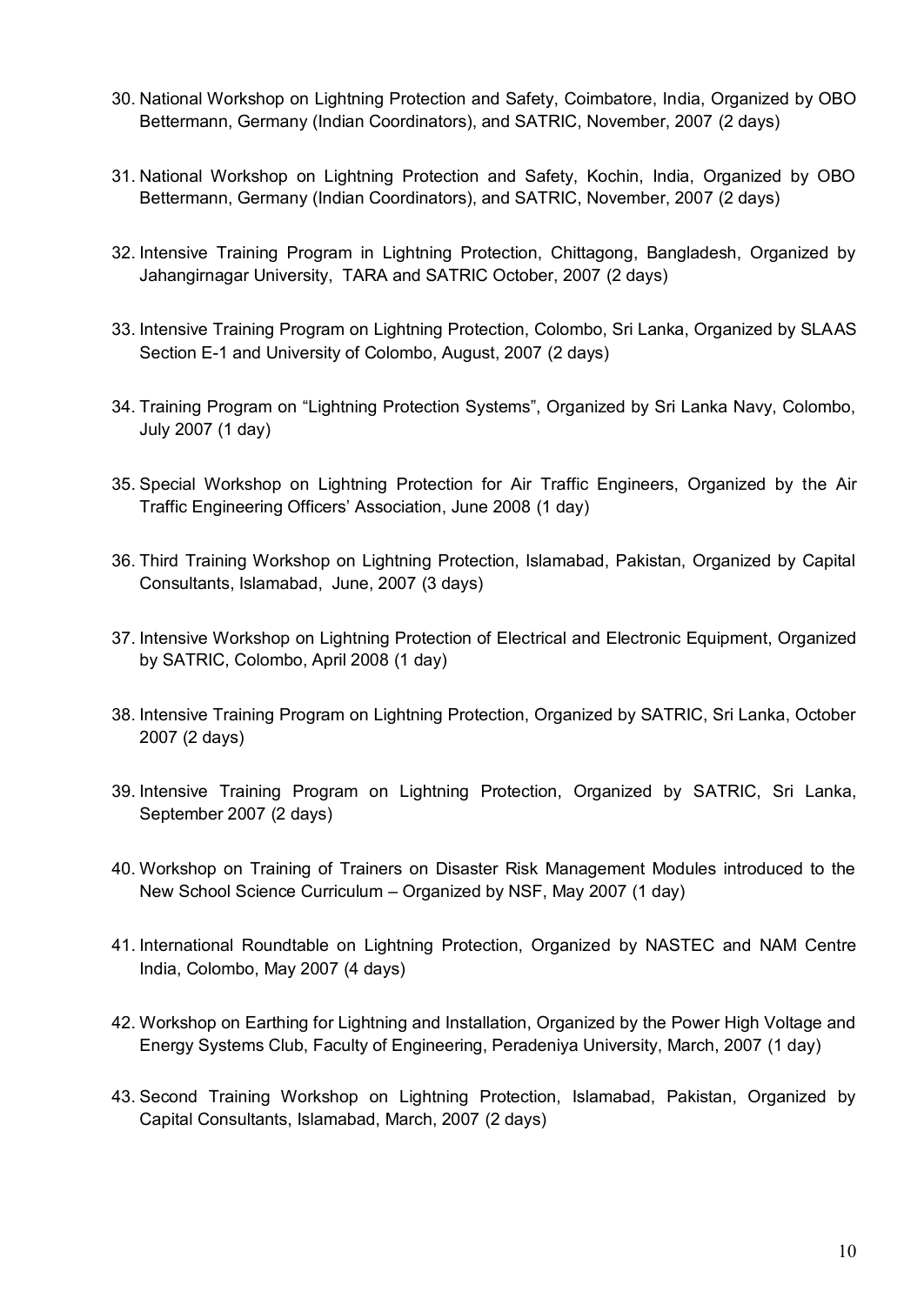30. National Workshop on Lightning Protection and Safety, Coimbatore, India, Organized by OBO Bettermann, Germany (Indian Coordinators), and SATRIC, November, 2007 (2 days)

31. National Workshop on Lightning Protection and Safety, Kochin, India, Organized by OBO Bettermann, Germany (Indian Coordinators), and SATRIC, November, 2007 (2 days)

32. Intensive Training Program in Lightning Protection, Chittagong, Bangladesh, Organized by Jahangirnagar University, TARA and SATRIC October, 2007 (2 days)

33. Intensive Training Program on Lightning Protection, Colombo, Sri Lanka, Organized by SLAAS Section E-1 and University of Colombo, August, 2007 (2 days)

34. Training Program on "Lightning Protection Systems", Organized by Sri Lanka Navy, Colombo, July 2007 (1 day)

35. Special Workshop on Lightning Protection for Air Traffic Engineers, Organized by the Air Traffic Engineering Officers' Association, June 2008 (1 day)

36. Third Training Workshop on Lightning Protection, Islamabad, Pakistan, Organized by Capital Consultants, Islamabad, June, 2007 (3 days)

37. Intensive Workshop on Lightning Protection of Electrical and Electronic Equipment, Organized by SATRIC, Colombo, April 2008 (1 day)

38. Intensive Training Program on Lightning Protection, Organized by SATRIC, Sri Lanka, October 2007 (2 days)

39. Intensive Training Program on Lightning Protection, Organized by SATRIC, Sri Lanka, September 2007 (2 days)

40. Workshop on Training of Trainers on Disaster Risk Management Modules introduced to the New School Science Curriculum – Organized by NSF, May 2007 (1 day)

41. International Roundtable on Lightning Protection, Organized by NASTEC and NAM Centre India, Colombo, May 2007 (4 days)

42. Workshop on Earthing for Lightning and Installation, Organized by the Power High Voltage and Energy Systems Club, Faculty of Engineering, Peradeniya University, March, 2007 (1 day)

43. Second Training Workshop on Lightning Protection, Islamabad, Pakistan, Organized by Capital Consultants, Islamabad, March, 2007 (2 days)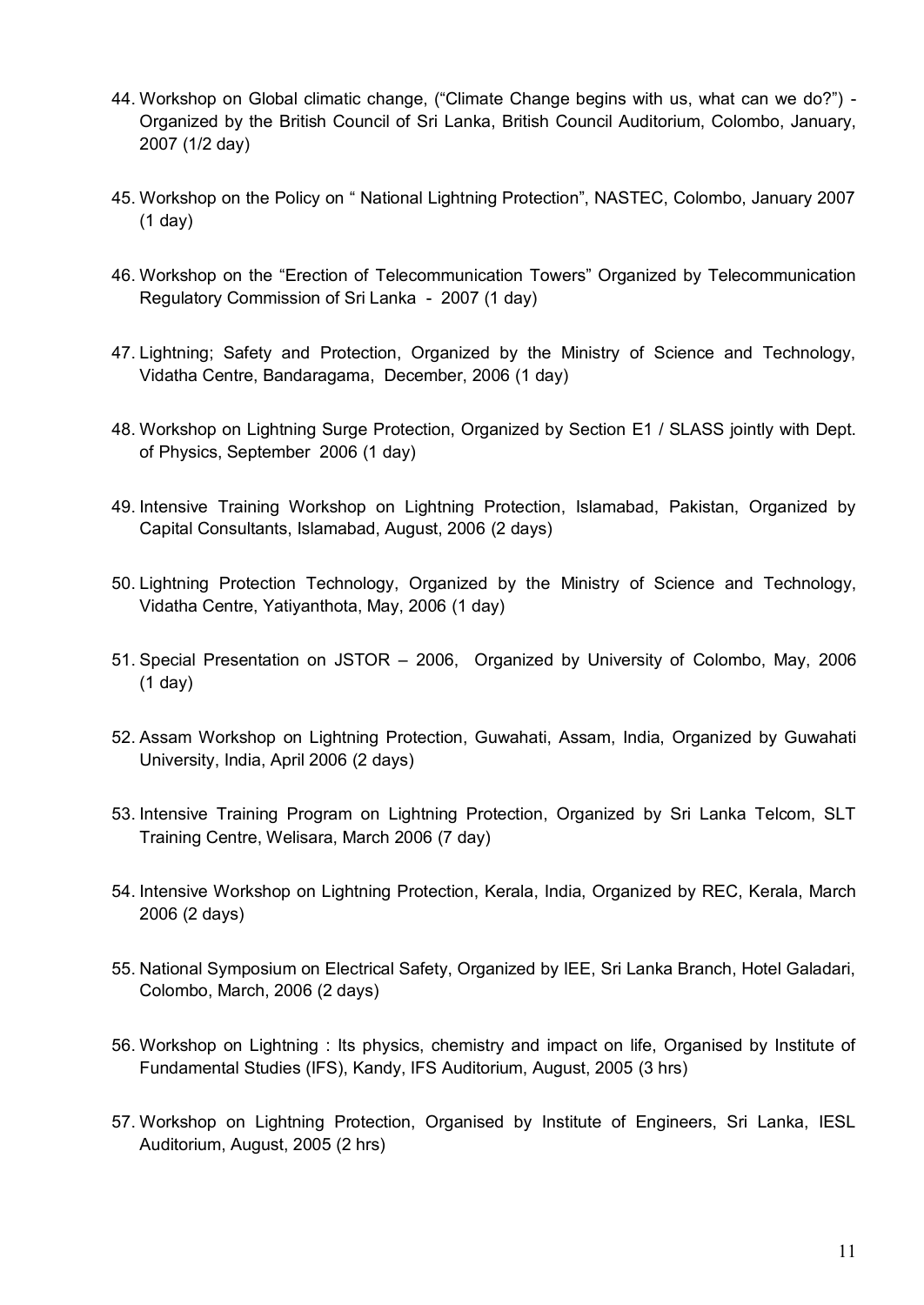44. Workshop on Global climatic change, ("Climate Change begins with us, what can we do?") - Organized by the British Council of Sri Lanka, British Council Auditorium, Colombo, January, 2007 (1/2 day)

45. Workshop on the Policy on " National Lightning Protection", NASTEC, Colombo, January 2007 (1 day)

46. Workshop on the "Erection of Telecommunication Towers" Organized by Telecommunication Regulatory Commission of Sri Lanka - 2007 (1 day)

47. Lightning; Safety and Protection, Organized by the Ministry of Science and Technology, Vidatha Centre, Bandaragama, December, 2006 (1 day)

48. Workshop on Lightning Surge Protection, Organized by Section E1 / SLASS jointly with Dept. of Physics, September 2006 (1 day)

49. Intensive Training Workshop on Lightning Protection, Islamabad, Pakistan, Organized by Capital Consultants, Islamabad, August, 2006 (2 days)

50. Lightning Protection Technology, Organized by the Ministry of Science and Technology, Vidatha Centre, Yatiyanthota, May, 2006 (1 day)

51. Special Presentation on JSTOR – 2006, Organized by University of Colombo, May, 2006 (1 day)

52. Assam Workshop on Lightning Protection, Guwahati, Assam, India, Organized by Guwahati University, India, April 2006 (2 days)

53. Intensive Training Program on Lightning Protection, Organized by Sri Lanka Telcom, SLT Training Centre, Welisara, March 2006 (7 day)

54. Intensive Workshop on Lightning Protection, Kerala, India, Organized by REC, Kerala, March 2006 (2 days)

55. National Symposium on Electrical Safety, Organized by IEE, Sri Lanka Branch, Hotel Galadari, Colombo, March, 2006 (2 days)

56. Workshop on Lightning : Its physics, chemistry and impact on life, Organised by Institute of Fundamental Studies (IFS), Kandy, IFS Auditorium, August, 2005 (3 hrs)

57. Workshop on Lightning Protection, Organised by Institute of Engineers, Sri Lanka, IESL Auditorium, August, 2005 (2 hrs)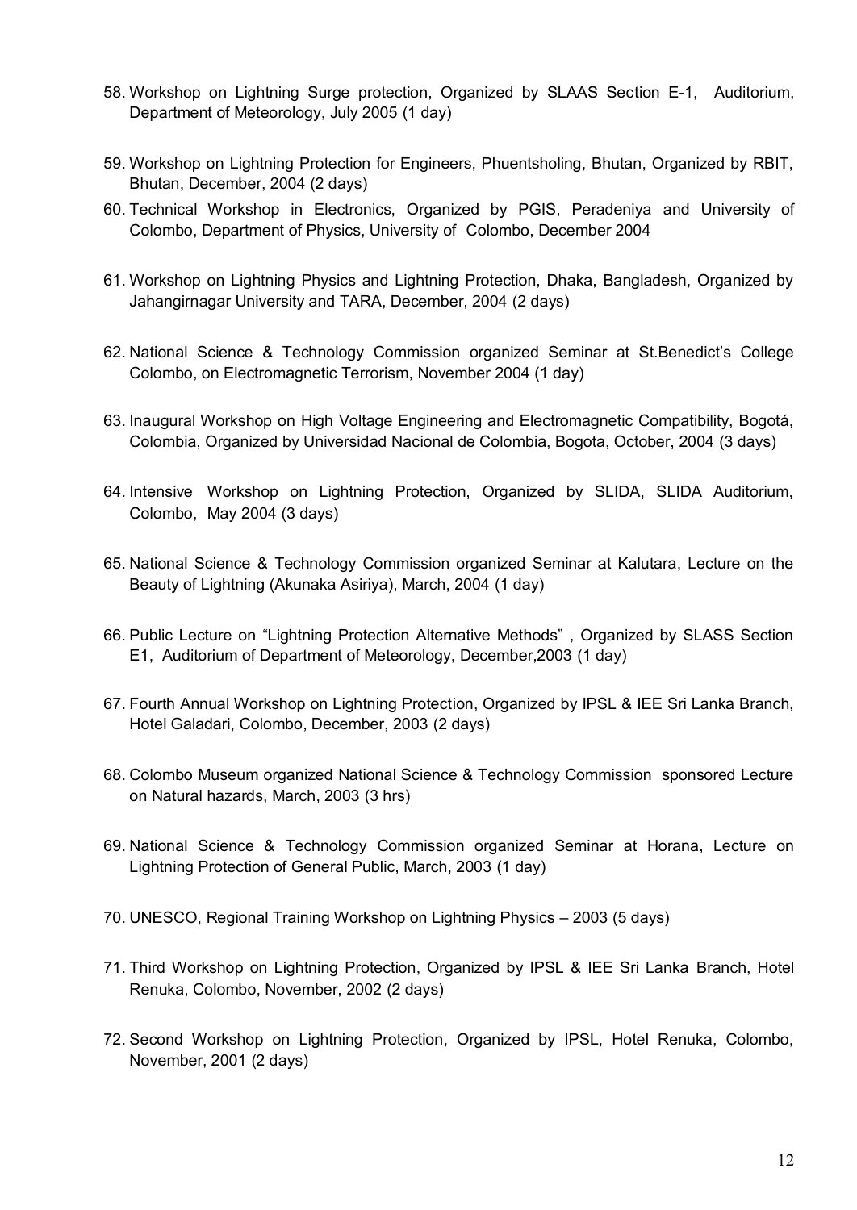58. Workshop on Lightning Surge protection, Organized by SLAAS Section E-1, Auditorium, Department of Meteorology, July 2005 (1 day)
59. Workshop on Lightning Protection for Engineers, Phuentsholing, Bhutan, Organized by RBIT, Bhutan, December, 2004 (2 days)
60. Technical Workshop in Electronics, Organized by PGIS, Peradeniya and University of Colombo, Department of Physics, University of Colombo, December 2004
61. Workshop on Lightning Physics and Lightning Protection, Dhaka, Bangladesh, Organized by Jahangirnagar University and TARA, December, 2004 (2 days)
62. National Science & Technology Commission organized Seminar at St.Benedict's College Colombo, on Electromagnetic Terrorism, November 2004 (1 day)
63. Inaugural Workshop on High Voltage Engineering and Electromagnetic Compatibility, Bogotá, Colombia, Organized by Universidad Nacional de Colombia, Bogota, October, 2004 (3 days)
64. Intensive Workshop on Lightning Protection, Organized by SLIDA, SLIDA Auditorium, Colombo, May 2004 (3 days)
65. National Science & Technology Commission organized Seminar at Kalutara, Lecture on the Beauty of Lightning (Akunaka Asiriya), March, 2004 (1 day)
66. Public Lecture on "Lightning Protection Alternative Methods" , Organized by SLASS Section E1, Auditorium of Department of Meteorology, December,2003 (1 day)
67. Fourth Annual Workshop on Lightning Protection, Organized by IPSL & IEE Sri Lanka Branch, Hotel Galadari, Colombo, December, 2003 (2 days)
68. Colombo Museum organized National Science & Technology Commission sponsored Lecture on Natural hazards, March, 2003 (3 hrs)
69. National Science & Technology Commission organized Seminar at Horana, Lecture on Lightning Protection of General Public, March, 2003 (1 day)
70. UNESCO, Regional Training Workshop on Lightning Physics – 2003 (5 days)
71. Third Workshop on Lightning Protection, Organized by IPSL & IEE Sri Lanka Branch, Hotel Renuka, Colombo, November, 2002 (2 days)
72. Second Workshop on Lightning Protection, Organized by IPSL, Hotel Renuka, Colombo, November, 2001 (2 days)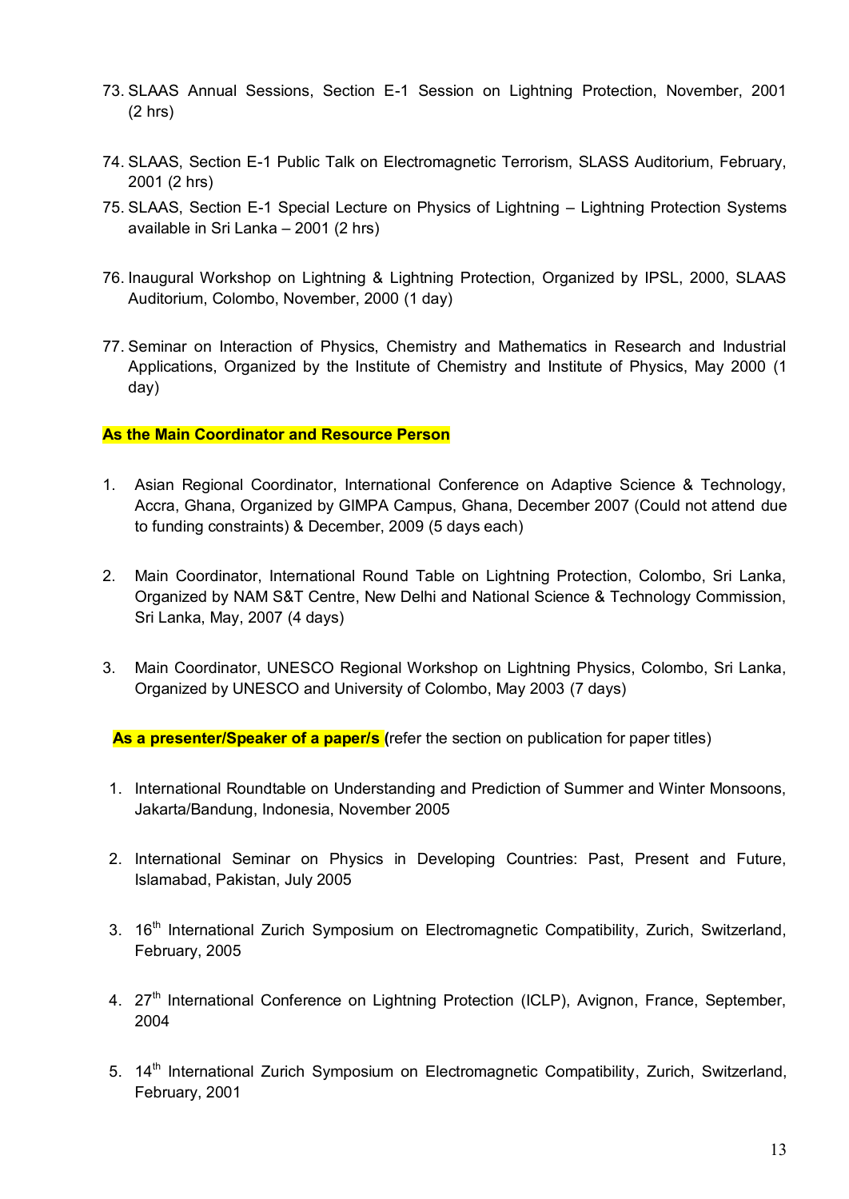73. SLAAS Annual Sessions, Section E-1 Session on Lightning Protection, November, 2001 (2 hrs)

74. SLAAS, Section E-1 Public Talk on Electromagnetic Terrorism, SLASS Auditorium, February, 2001 (2 hrs)

75. SLAAS, Section E-1 Special Lecture on Physics of Lightning – Lightning Protection Systems available in Sri Lanka – 2001 (2 hrs)

76. Inaugural Workshop on Lightning & Lightning Protection, Organized by IPSL, 2000, SLAAS Auditorium, Colombo, November, 2000 (1 day)

77. Seminar on Interaction of Physics, Chemistry and Mathematics in Research and Industrial Applications, Organized by the Institute of Chemistry and Institute of Physics, May 2000 (1 day)

**As the Main Coordinator and Resource Person**

1. Asian Regional Coordinator, International Conference on Adaptive Science & Technology, Accra, Ghana, Organized by GIMPA Campus, Ghana, December 2007 (Could not attend due to funding constraints) & December, 2009 (5 days each)

2. Main Coordinator, International Round Table on Lightning Protection, Colombo, Sri Lanka, Organized by NAM S&T Centre, New Delhi and National Science & Technology Commission, Sri Lanka, May, 2007 (4 days)

3. Main Coordinator, UNESCO Regional Workshop on Lightning Physics, Colombo, Sri Lanka, Organized by UNESCO and University of Colombo, May 2003 (7 days)

**As a presenter/Speaker of a paper/s** (refer the section on publication for paper titles)

1. International Roundtable on Understanding and Prediction of Summer and Winter Monsoons, Jakarta/Bandung, Indonesia, November 2005

2. International Seminar on Physics in Developing Countries: Past, Present and Future, Islamabad, Pakistan, July 2005

3. 16th International Zurich Symposium on Electromagnetic Compatibility, Zurich, Switzerland, February, 2005

4. 27th International Conference on Lightning Protection (ICLP), Avignon, France, September, 2004

5. 14th International Zurich Symposium on Electromagnetic Compatibility, Zurich, Switzerland, February, 2001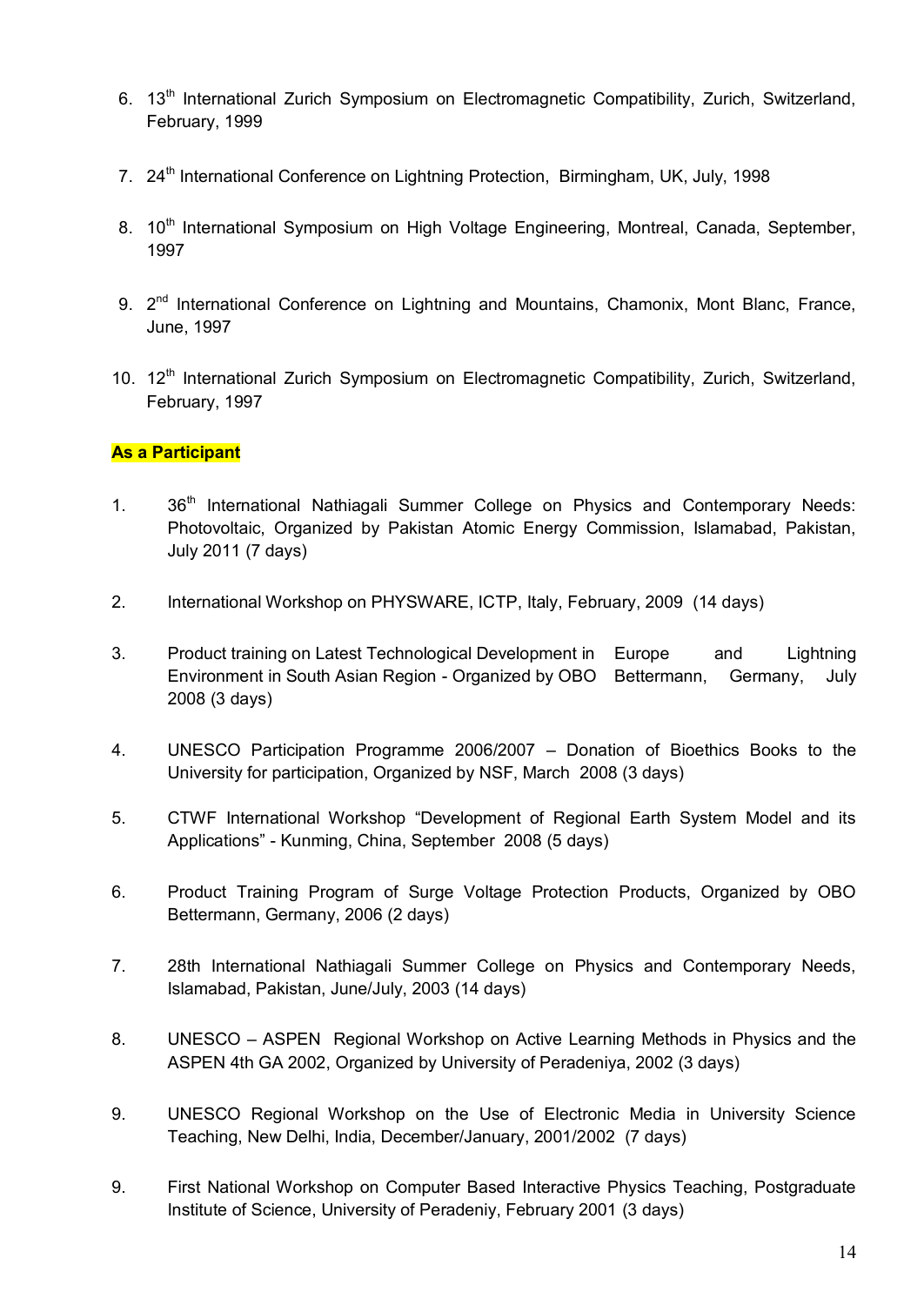6. 13th International Zurich Symposium on Electromagnetic Compatibility, Zurich, Switzerland, February, 1999

7. 24th International Conference on Lightning Protection, Birmingham, UK, July, 1998

8. 10th International Symposium on High Voltage Engineering, Montreal, Canada, September, 1997

9. 2nd International Conference on Lightning and Mountains, Chamonix, Mont Blanc, France, June, 1997

10. 12th International Zurich Symposium on Electromagnetic Compatibility, Zurich, Switzerland, February, 1997

**As a Participant**

1. 36th International Nathiagali Summer College on Physics and Contemporary Needs: Photovoltaic, Organized by Pakistan Atomic Energy Commission, Islamabad, Pakistan, July 2011 (7 days)

2. International Workshop on PHYSWARE, ICTP, Italy, February, 2009 (14 days)

3. Product training on Latest Technological Development in Europe and Lightning Environment in South Asian Region - Organized by OBO Bettermann, Germany, July 2008 (3 days)

4. UNESCO Participation Programme 2006/2007 – Donation of Bioethics Books to the University for participation, Organized by NSF, March 2008 (3 days)

5. CTWF International Workshop "Development of Regional Earth System Model and its Applications" - Kunming, China, September 2008 (5 days)

6. Product Training Program of Surge Voltage Protection Products, Organized by OBO Bettermann, Germany, 2006 (2 days)

7. 28th International Nathiagali Summer College on Physics and Contemporary Needs, Islamabad, Pakistan, June/July, 2003 (14 days)

8. UNESCO – ASPEN Regional Workshop on Active Learning Methods in Physics and the ASPEN 4th GA 2002, Organized by University of Peradeniya, 2002 (3 days)

9. UNESCO Regional Workshop on the Use of Electronic Media in University Science Teaching, New Delhi, India, December/January, 2001/2002 (7 days)

9. First National Workshop on Computer Based Interactive Physics Teaching, Postgraduate Institute of Science, University of Peradeniy, February 2001 (3 days)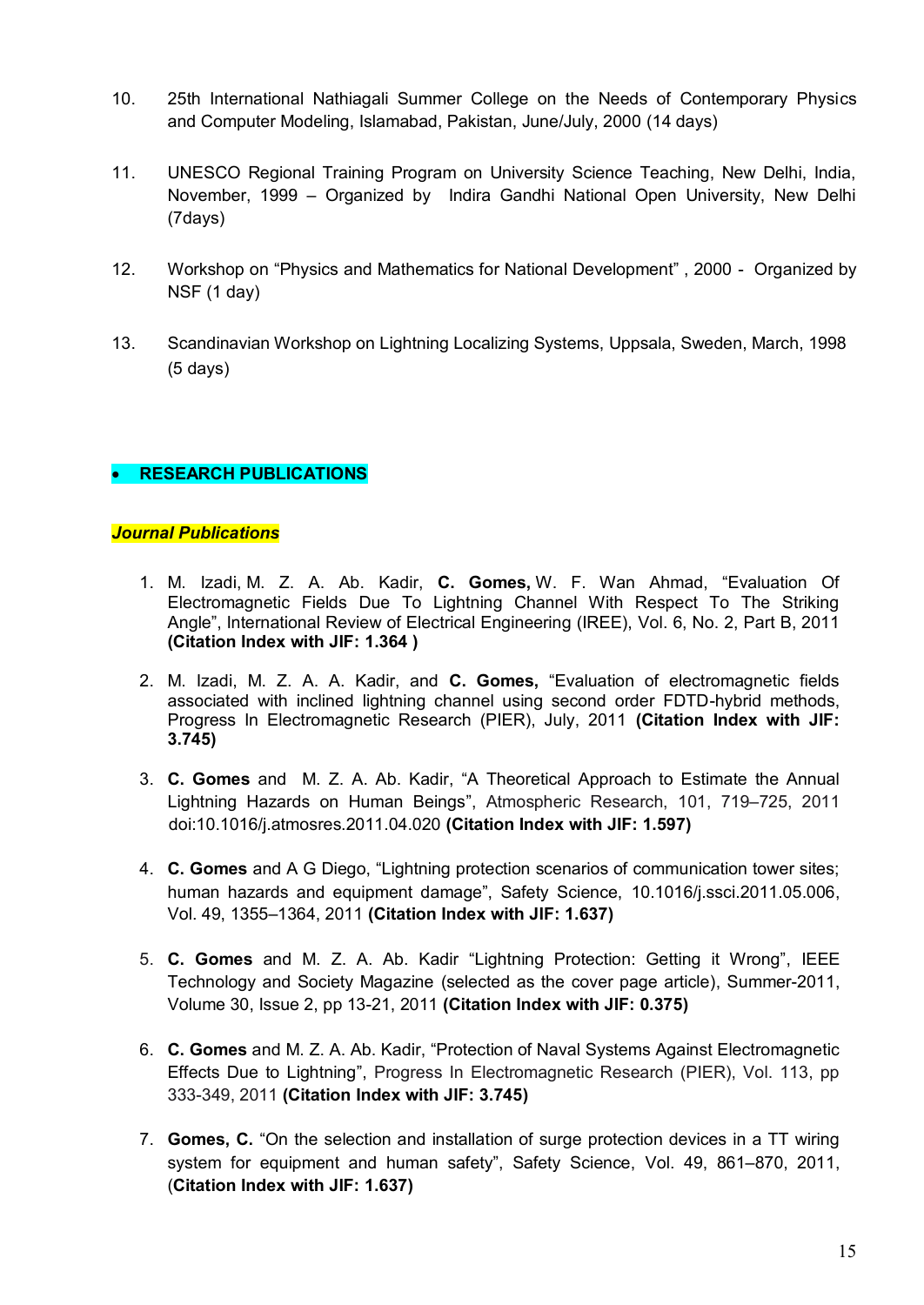10. 25th International Nathiagali Summer College on the Needs of Contemporary Physics and Computer Modeling, Islamabad, Pakistan, June/July, 2000 (14 days)

11. UNESCO Regional Training Program on University Science Teaching, New Delhi, India, November, 1999 – Organized by Indira Gandhi National Open University, New Delhi (7days)

12. Workshop on "Physics and Mathematics for National Development" , 2000 - Organized by NSF (1 day)

13. Scandinavian Workshop on Lightning Localizing Systems, Uppsala, Sweden, March, 1998 (5 days)

- **RESEARCH PUBLICATIONS**

***Journal Publications***

1. M. Izadi, M. Z. A. Ab. Kadir, **C. Gomes,** W. F. Wan Ahmad, "Evaluation Of Electromagnetic Fields Due To Lightning Channel With Respect To The Striking Angle", International Review of Electrical Engineering (IREE), Vol. 6, No. 2, Part B, 2011 **(Citation Index with JIF: 1.364 )**

2. M. Izadi, M. Z. A. A. Kadir, and **C. Gomes,** "Evaluation of electromagnetic fields associated with inclined lightning channel using second order FDTD-hybrid methods, Progress In Electromagnetic Research (PIER), July, 2011 **(Citation Index with JIF: 3.745)**

3. **C. Gomes** and M. Z. A. Ab. Kadir, "A Theoretical Approach to Estimate the Annual Lightning Hazards on Human Beings", Atmospheric Research, 101, 719–725, 2011 doi:10.1016/j.atmosres.2011.04.020 **(Citation Index with JIF: 1.597)**

4. **C. Gomes** and A G Diego, "Lightning protection scenarios of communication tower sites; human hazards and equipment damage", Safety Science, 10.1016/j.ssci.2011.05.006, Vol. 49, 1355–1364, 2011 **(Citation Index with JIF: 1.637)**

5. **C. Gomes** and M. Z. A. Ab. Kadir "Lightning Protection: Getting it Wrong", IEEE Technology and Society Magazine (selected as the cover page article), Summer-2011, Volume 30, Issue 2, pp 13-21, 2011 **(Citation Index with JIF: 0.375)**

6. **C. Gomes** and M. Z. A. Ab. Kadir, "Protection of Naval Systems Against Electromagnetic Effects Due to Lightning", Progress In Electromagnetic Research (PIER), Vol. 113, pp 333-349, 2011 **(Citation Index with JIF: 3.745)**

7. **Gomes, C.** "On the selection and installation of surge protection devices in a TT wiring system for equipment and human safety", Safety Science, Vol. 49, 861–870, 2011, (**Citation Index with JIF: 1.637)**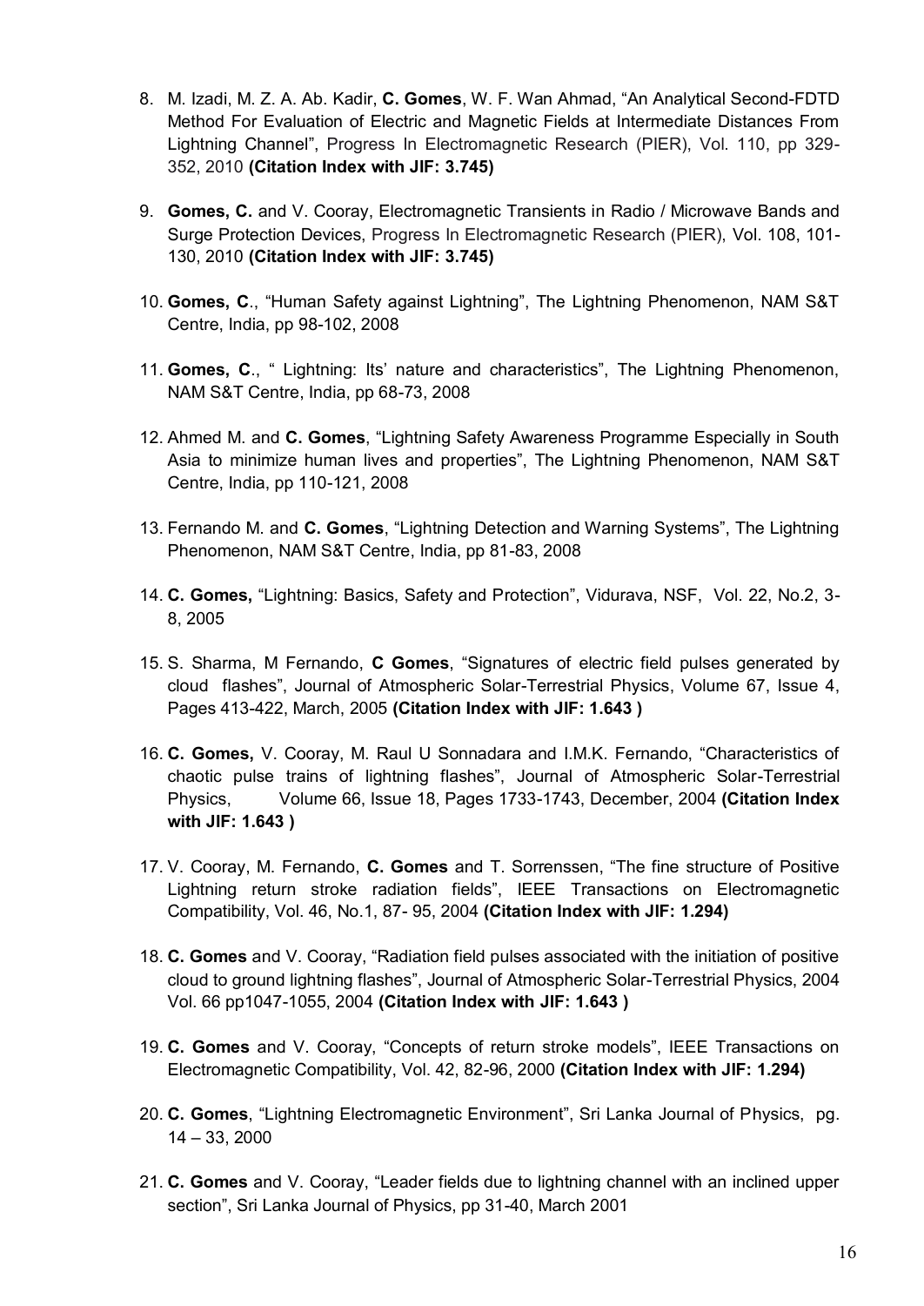8. M. Izadi, M. Z. A. Ab. Kadir, **C. Gomes**, W. F. Wan Ahmad, "An Analytical Second-FDTD Method For Evaluation of Electric and Magnetic Fields at Intermediate Distances From Lightning Channel", Progress In Electromagnetic Research (PIER), Vol. 110, pp 329-352, 2010 **(Citation Index with JIF: 3.745)**

9. **Gomes, C.** and V. Cooray, Electromagnetic Transients in Radio / Microwave Bands and Surge Protection Devices, Progress In Electromagnetic Research (PIER), Vol. 108, 101-130, 2010 **(Citation Index with JIF: 3.745)**

10. **Gomes, C**., "Human Safety against Lightning", The Lightning Phenomenon, NAM S&T Centre, India, pp 98-102, 2008

11. **Gomes, C**., " Lightning: Its' nature and characteristics", The Lightning Phenomenon, NAM S&T Centre, India, pp 68-73, 2008

12. Ahmed M. and **C. Gomes**, "Lightning Safety Awareness Programme Especially in South Asia to minimize human lives and properties", The Lightning Phenomenon, NAM S&T Centre, India, pp 110-121, 2008

13. Fernando M. and **C. Gomes**, "Lightning Detection and Warning Systems", The Lightning Phenomenon, NAM S&T Centre, India, pp 81-83, 2008

14. **C. Gomes,** "Lightning: Basics, Safety and Protection", Vidurava, NSF, Vol. 22, No.2, 3-8, 2005

15. S. Sharma, M Fernando, **C Gomes**, "Signatures of electric field pulses generated by cloud flashes", Journal of Atmospheric Solar-Terrestrial Physics, Volume 67, Issue 4, Pages 413-422, March, 2005 **(Citation Index with JIF: 1.643 )**

16. **C. Gomes,** V. Cooray, M. Raul U Sonnadara and I.M.K. Fernando, "Characteristics of chaotic pulse trains of lightning flashes", Journal of Atmospheric Solar-Terrestrial Physics, Volume 66, Issue 18, Pages 1733-1743, December, 2004 **(Citation Index with JIF: 1.643 )**

17. V. Cooray, M. Fernando, **C. Gomes** and T. Sorrenssen, "The fine structure of Positive Lightning return stroke radiation fields", IEEE Transactions on Electromagnetic Compatibility, Vol. 46, No.1, 87- 95, 2004 **(Citation Index with JIF: 1.294)**

18. **C. Gomes** and V. Cooray, "Radiation field pulses associated with the initiation of positive cloud to ground lightning flashes", Journal of Atmospheric Solar-Terrestrial Physics, 2004 Vol. 66 pp1047-1055, 2004 **(Citation Index with JIF: 1.643 )**

19. **C. Gomes** and V. Cooray, "Concepts of return stroke models", IEEE Transactions on Electromagnetic Compatibility, Vol. 42, 82-96, 2000 **(Citation Index with JIF: 1.294)**

20. **C. Gomes**, "Lightning Electromagnetic Environment", Sri Lanka Journal of Physics, pg. 14 – 33, 2000

21. **C. Gomes** and V. Cooray, "Leader fields due to lightning channel with an inclined upper section", Sri Lanka Journal of Physics, pp 31-40, March 2001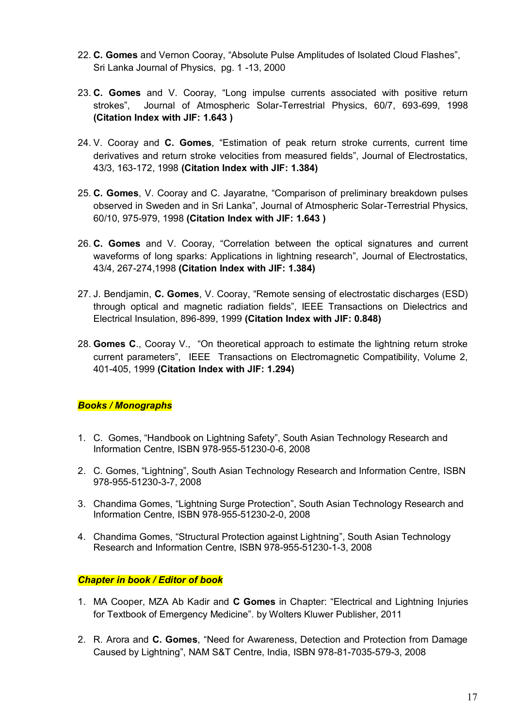22. **C. Gomes** and Vernon Cooray, “Absolute Pulse Amplitudes of Isolated Cloud Flashes”, Sri Lanka Journal of Physics, pg. 1 -13, 2000

23. **C. Gomes** and V. Cooray, “Long impulse currents associated with positive return strokes”, Journal of Atmospheric Solar-Terrestrial Physics, 60/7, 693-699, 1998 **(Citation Index with JIF: 1.643 )**

24. V. Cooray and **C. Gomes**, “Estimation of peak return stroke currents, current time derivatives and return stroke velocities from measured fields”, Journal of Electrostatics, 43/3, 163-172, 1998 **(Citation Index with JIF: 1.384)**

25. **C. Gomes**, V. Cooray and C. Jayaratne, “Comparison of preliminary breakdown pulses observed in Sweden and in Sri Lanka”, Journal of Atmospheric Solar-Terrestrial Physics, 60/10, 975-979, 1998 **(Citation Index with JIF: 1.643 )**

26. **C. Gomes** and V. Cooray, “Correlation between the optical signatures and current waveforms of long sparks: Applications in lightning research”, Journal of Electrostatics, 43/4, 267-274,1998 **(Citation Index with JIF: 1.384)**

27. J. Bendjamin, **C. Gomes**, V. Cooray, “Remote sensing of electrostatic discharges (ESD) through optical and magnetic radiation fields”, IEEE Transactions on Dielectrics and Electrical Insulation, 896-899, 1999 **(Citation Index with JIF: 0.848)**

28. **Gomes C**., Cooray V., “On theoretical approach to estimate the lightning return stroke current parameters”, IEEE Transactions on Electromagnetic Compatibility, Volume 2, 401-405, 1999 **(Citation Index with JIF: 1.294)**

***Books / Monographs***

1. C. Gomes, “Handbook on Lightning Safety”, South Asian Technology Research and Information Centre, ISBN 978-955-51230-0-6, 2008

2. C. Gomes, “Lightning”, South Asian Technology Research and Information Centre, ISBN 978-955-51230-3-7, 2008

3. Chandima Gomes, “Lightning Surge Protection”, South Asian Technology Research and Information Centre, ISBN 978-955-51230-2-0, 2008

4. Chandima Gomes, “Structural Protection against Lightning”, South Asian Technology Research and Information Centre, ISBN 978-955-51230-1-3, 2008

***Chapter in book / Editor of book***

1. MA Cooper, MZA Ab Kadir and **C Gomes** in Chapter: “Electrical and Lightning Injuries for Textbook of Emergency Medicine”. by Wolters Kluwer Publisher, 2011

2. R. Arora and **C. Gomes**, “Need for Awareness, Detection and Protection from Damage Caused by Lightning”, NAM S&T Centre, India, ISBN 978-81-7035-579-3, 2008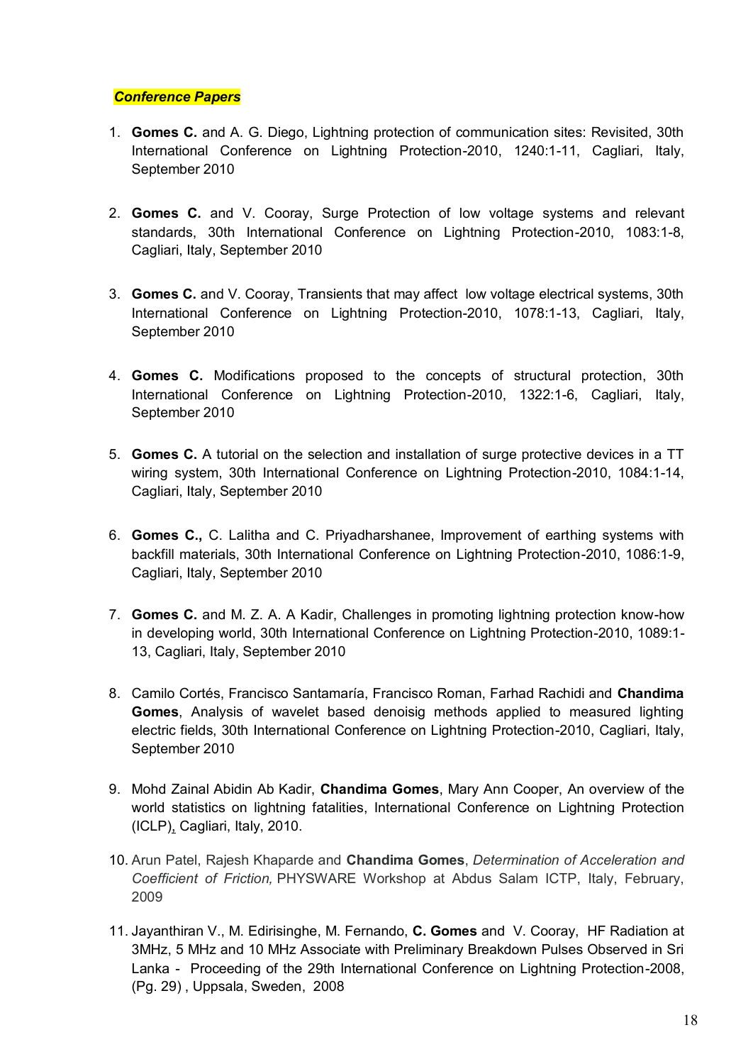***Conference Papers***

1. **Gomes C.** and A. G. Diego, Lightning protection of communication sites: Revisited, 30th International Conference on Lightning Protection-2010, 1240:1-11, Cagliari, Italy, September 2010

2. **Gomes C.** and V. Cooray, Surge Protection of low voltage systems and relevant standards, 30th International Conference on Lightning Protection-2010, 1083:1-8, Cagliari, Italy, September 2010

3. **Gomes C.** and V. Cooray, Transients that may affect low voltage electrical systems, 30th International Conference on Lightning Protection-2010, 1078:1-13, Cagliari, Italy, September 2010

4. **Gomes C.** Modifications proposed to the concepts of structural protection, 30th International Conference on Lightning Protection-2010, 1322:1-6, Cagliari, Italy, September 2010

5. **Gomes C.** A tutorial on the selection and installation of surge protective devices in a TT wiring system, 30th International Conference on Lightning Protection-2010, 1084:1-14, Cagliari, Italy, September 2010

6. **Gomes C.,** C. Lalitha and C. Priyadharshanee, Improvement of earthing systems with backfill materials, 30th International Conference on Lightning Protection-2010, 1086:1-9, Cagliari, Italy, September 2010

7. **Gomes C.** and M. Z. A. A Kadir, Challenges in promoting lightning protection know-how in developing world, 30th International Conference on Lightning Protection-2010, 1089:1-13, Cagliari, Italy, September 2010

8. Camilo Cortés, Francisco Santamaría, Francisco Roman, Farhad Rachidi and **Chandima Gomes**, Analysis of wavelet based denoisig methods applied to measured lighting electric fields, 30th International Conference on Lightning Protection-2010, Cagliari, Italy, September 2010

9. Mohd Zainal Abidin Ab Kadir, **Chandima Gomes**, Mary Ann Cooper, An overview of the world statistics on lightning fatalities, International Conference on Lightning Protection (ICLP), Cagliari, Italy, 2010.

10. Arun Patel, Rajesh Khaparde and **Chandima Gomes**, *Determination of Acceleration and Coefficient of Friction,* PHYSWARE Workshop at Abdus Salam ICTP, Italy, February, 2009

11. Jayanthiran V., M. Edirisinghe, M. Fernando, **C. Gomes** and V. Cooray, HF Radiation at 3MHz, 5 MHz and 10 MHz Associate with Preliminary Breakdown Pulses Observed in Sri Lanka - Proceeding of the 29th International Conference on Lightning Protection-2008, (Pg. 29) , Uppsala, Sweden, 2008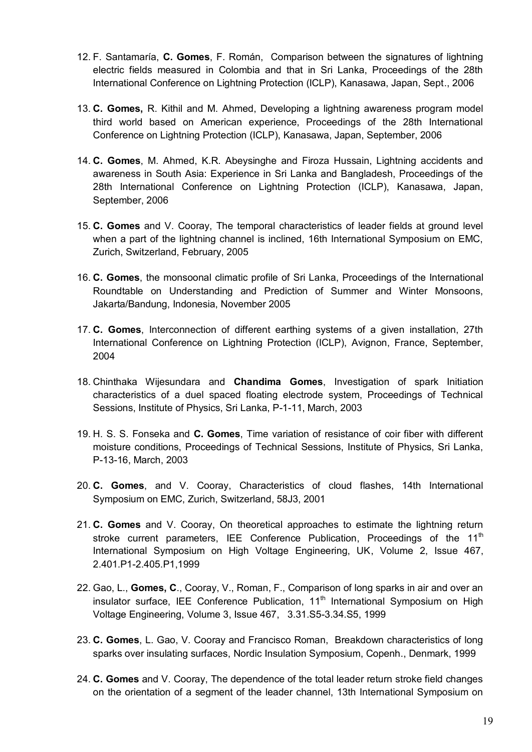12. F. Santamaría, **C. Gomes**, F. Román, Comparison between the signatures of lightning electric fields measured in Colombia and that in Sri Lanka, Proceedings of the 28th International Conference on Lightning Protection (ICLP), Kanasawa, Japan, Sept., 2006

13. **C. Gomes,** R. Kithil and M. Ahmed, Developing a lightning awareness program model third world based on American experience, Proceedings of the 28th International Conference on Lightning Protection (ICLP), Kanasawa, Japan, September, 2006

14. **C. Gomes**, M. Ahmed, K.R. Abeysinghe and Firoza Hussain, Lightning accidents and awareness in South Asia: Experience in Sri Lanka and Bangladesh, Proceedings of the 28th International Conference on Lightning Protection (ICLP), Kanasawa, Japan, September, 2006

15. **C. Gomes** and V. Cooray, The temporal characteristics of leader fields at ground level when a part of the lightning channel is inclined, 16th International Symposium on EMC, Zurich, Switzerland, February, 2005

16. **C. Gomes**, the monsoonal climatic profile of Sri Lanka, Proceedings of the International Roundtable on Understanding and Prediction of Summer and Winter Monsoons, Jakarta/Bandung, Indonesia, November 2005

17. **C. Gomes**, Interconnection of different earthing systems of a given installation, 27th International Conference on Lightning Protection (ICLP), Avignon, France, September, 2004

18. Chinthaka Wijesundara and **Chandima Gomes**, Investigation of spark Initiation characteristics of a duel spaced floating electrode system, Proceedings of Technical Sessions, Institute of Physics, Sri Lanka, P-1-11, March, 2003

19. H. S. S. Fonseka and **C. Gomes**, Time variation of resistance of coir fiber with different moisture conditions, Proceedings of Technical Sessions, Institute of Physics, Sri Lanka, P-13-16, March, 2003

20. **C. Gomes**, and V. Cooray, Characteristics of cloud flashes, 14th International Symposium on EMC, Zurich, Switzerland, 58J3, 2001

21. **C. Gomes** and V. Cooray, On theoretical approaches to estimate the lightning return stroke current parameters, IEE Conference Publication, Proceedings of the 11th International Symposium on High Voltage Engineering, UK, Volume 2, Issue 467, 2.401.P1-2.405.P1,1999

22. Gao, L., **Gomes, C**., Cooray, V., Roman, F., Comparison of long sparks in air and over an insulator surface, IEE Conference Publication, 11th International Symposium on High Voltage Engineering, Volume 3, Issue 467, 3.31.S5-3.34.S5, 1999

23. **C. Gomes**, L. Gao, V. Cooray and Francisco Roman, Breakdown characteristics of long sparks over insulating surfaces, Nordic Insulation Symposium, Copenh., Denmark, 1999

24. **C. Gomes** and V. Cooray, The dependence of the total leader return stroke field changes on the orientation of a segment of the leader channel, 13th International Symposium on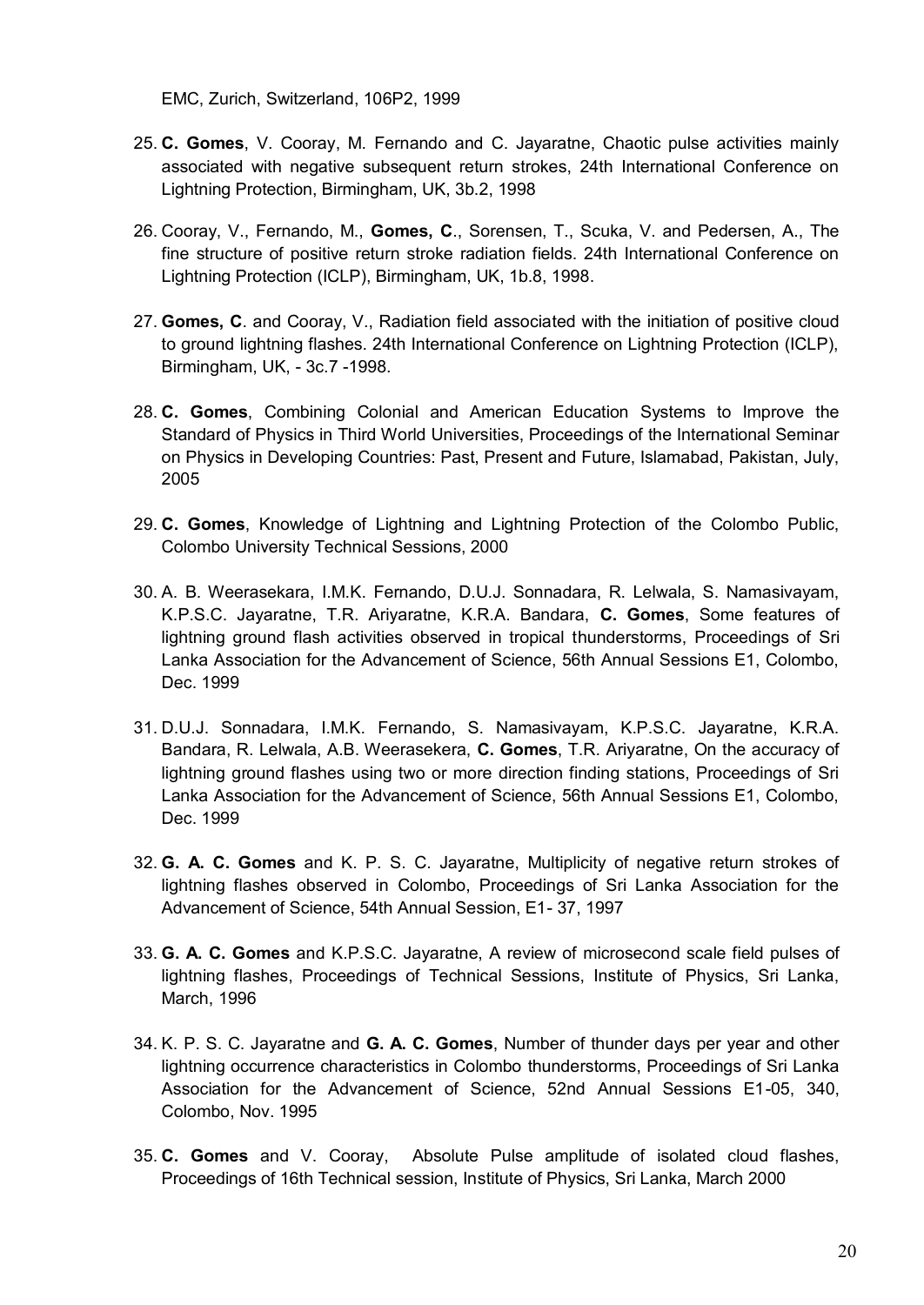EMC, Zurich, Switzerland, 106P2, 1999

25. **C. Gomes**, V. Cooray, M. Fernando and C. Jayaratne, Chaotic pulse activities mainly associated with negative subsequent return strokes, 24th International Conference on Lightning Protection, Birmingham, UK, 3b.2, 1998

26. Cooray, V., Fernando, M., **Gomes, C**., Sorensen, T., Scuka, V. and Pedersen, A., The fine structure of positive return stroke radiation fields. 24th International Conference on Lightning Protection (ICLP), Birmingham, UK, 1b.8, 1998.

27. **Gomes, C**. and Cooray, V., Radiation field associated with the initiation of positive cloud to ground lightning flashes. 24th International Conference on Lightning Protection (ICLP), Birmingham, UK, - 3c.7 -1998.

28. **C. Gomes**, Combining Colonial and American Education Systems to Improve the Standard of Physics in Third World Universities, Proceedings of the International Seminar on Physics in Developing Countries: Past, Present and Future, Islamabad, Pakistan, July, 2005

29. **C. Gomes**, Knowledge of Lightning and Lightning Protection of the Colombo Public, Colombo University Technical Sessions, 2000

30. A. B. Weerasekara, I.M.K. Fernando, D.U.J. Sonnadara, R. Lelwala, S. Namasivayam, K.P.S.C. Jayaratne, T.R. Ariyaratne, K.R.A. Bandara, **C. Gomes**, Some features of lightning ground flash activities observed in tropical thunderstorms, Proceedings of Sri Lanka Association for the Advancement of Science, 56th Annual Sessions E1, Colombo, Dec. 1999

31. D.U.J. Sonnadara, I.M.K. Fernando, S. Namasivayam, K.P.S.C. Jayaratne, K.R.A. Bandara, R. Lelwala, A.B. Weerasekera, **C. Gomes**, T.R. Ariyaratne, On the accuracy of lightning ground flashes using two or more direction finding stations, Proceedings of Sri Lanka Association for the Advancement of Science, 56th Annual Sessions E1, Colombo, Dec. 1999

32. **G. A. C. Gomes** and K. P. S. C. Jayaratne, Multiplicity of negative return strokes of lightning flashes observed in Colombo, Proceedings of Sri Lanka Association for the Advancement of Science, 54th Annual Session, E1- 37, 1997

33. **G. A. C. Gomes** and K.P.S.C. Jayaratne, A review of microsecond scale field pulses of lightning flashes, Proceedings of Technical Sessions, Institute of Physics, Sri Lanka, March, 1996

34. K. P. S. C. Jayaratne and **G. A. C. Gomes**, Number of thunder days per year and other lightning occurrence characteristics in Colombo thunderstorms, Proceedings of Sri Lanka Association for the Advancement of Science, 52nd Annual Sessions E1-05, 340, Colombo, Nov. 1995

35. **C. Gomes** and V. Cooray, Absolute Pulse amplitude of isolated cloud flashes, Proceedings of 16th Technical session, Institute of Physics, Sri Lanka, March 2000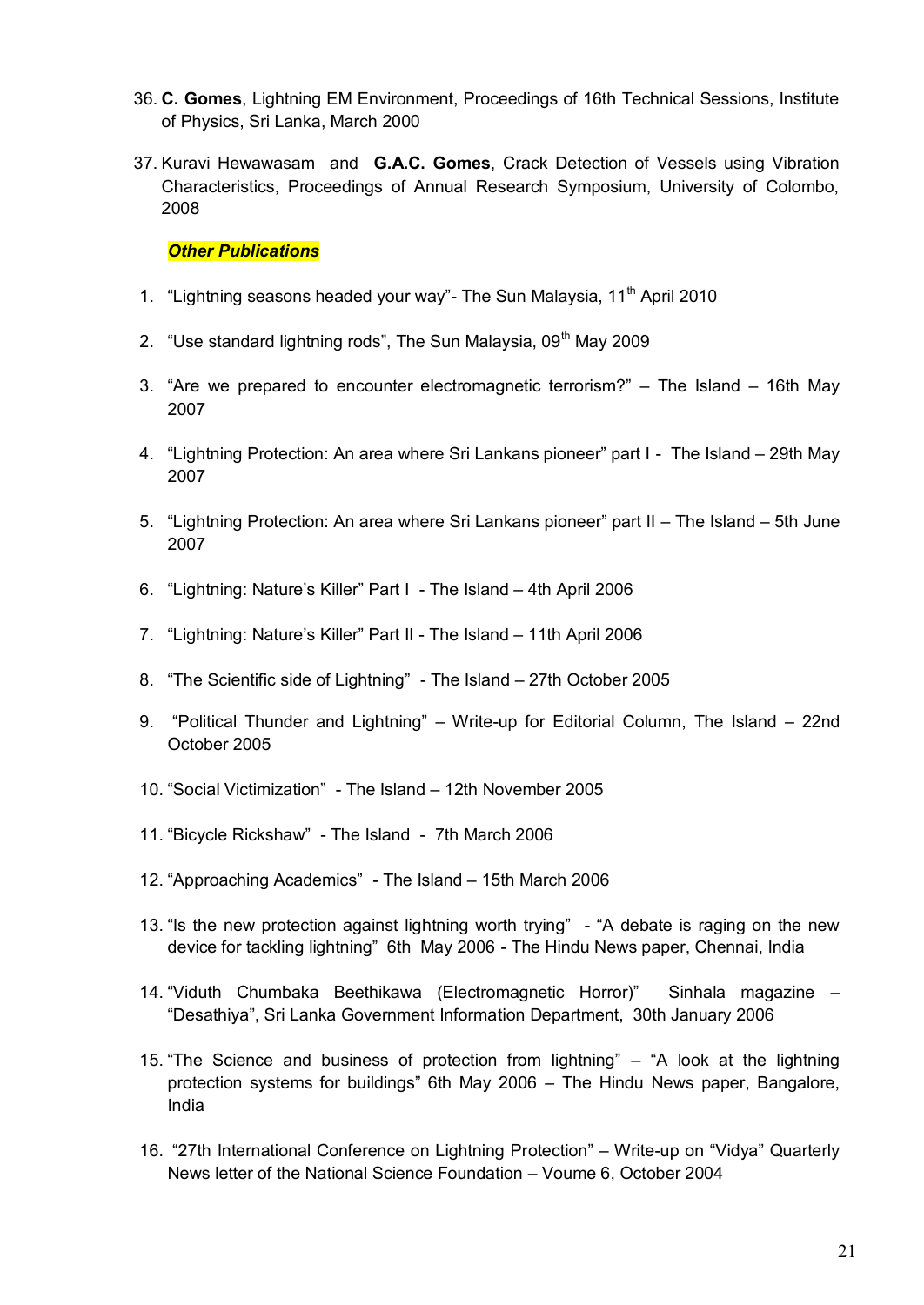36. **C. Gomes**, Lightning EM Environment, Proceedings of 16th Technical Sessions, Institute of Physics, Sri Lanka, March 2000

37. Kuravi Hewawasam and **G.A.C. Gomes**, Crack Detection of Vessels using Vibration Characteristics, Proceedings of Annual Research Symposium, University of Colombo, 2008

***Other Publications***

1. "Lightning seasons headed your way"- The Sun Malaysia, 11th April 2010
2. "Use standard lightning rods", The Sun Malaysia, 09th May 2009
3. "Are we prepared to encounter electromagnetic terrorism?" – The Island – 16th May 2007
4. "Lightning Protection: An area where Sri Lankans pioneer" part I - The Island – 29th May 2007
5. "Lightning Protection: An area where Sri Lankans pioneer" part II – The Island – 5th June 2007
6. "Lightning: Nature's Killer" Part I - The Island – 4th April 2006
7. "Lightning: Nature's Killer" Part II - The Island – 11th April 2006
8. "The Scientific side of Lightning" - The Island – 27th October 2005
9. "Political Thunder and Lightning" – Write-up for Editorial Column, The Island – 22nd October 2005
10. "Social Victimization" - The Island – 12th November 2005
11. "Bicycle Rickshaw" - The Island - 7th March 2006
12. "Approaching Academics" - The Island – 15th March 2006
13. "Is the new protection against lightning worth trying" - "A debate is raging on the new device for tackling lightning" 6th May 2006 - The Hindu News paper, Chennai, India
14. "Viduth Chumbaka Beethikawa (Electromagnetic Horror)" Sinhala magazine – "Desathiya", Sri Lanka Government Information Department, 30th January 2006
15. "The Science and business of protection from lightning" – "A look at the lightning protection systems for buildings" 6th May 2006 – The Hindu News paper, Bangalore, India
16. "27th International Conference on Lightning Protection" – Write-up on "Vidya" Quarterly News letter of the National Science Foundation – Voume 6, October 2004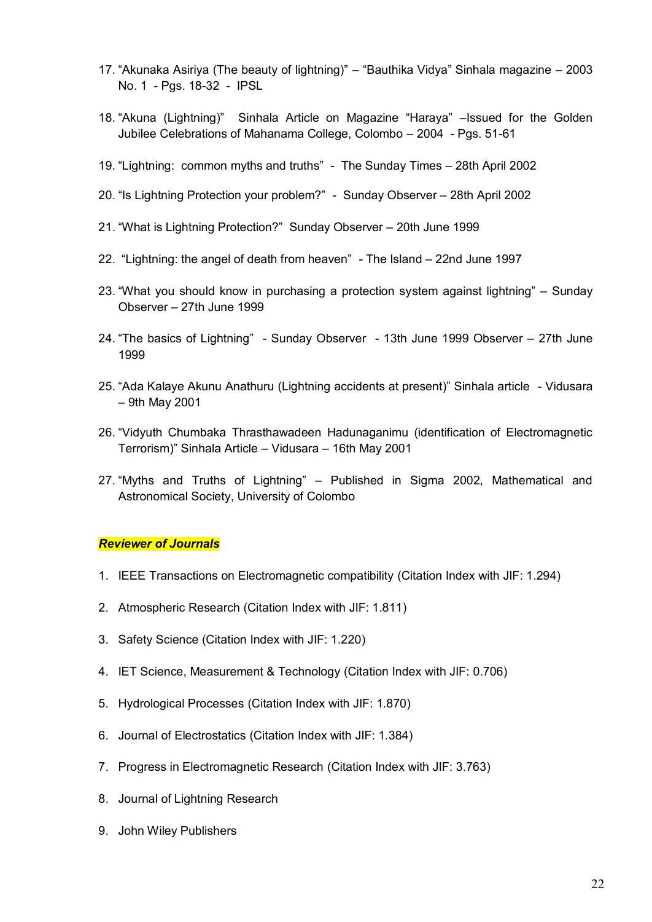17. "Akunaka Asiriya (The beauty of lightning)" – "Bauthika Vidya" Sinhala magazine – 2003 No. 1 - Pgs. 18-32 - IPSL

18. "Akuna (Lightning)" Sinhala Article on Magazine "Haraya" –Issued for the Golden Jubilee Celebrations of Mahanama College, Colombo – 2004 - Pgs. 51-61

19. "Lightning: common myths and truths" - The Sunday Times – 28th April 2002

20. "Is Lightning Protection your problem?" - Sunday Observer – 28th April 2002

21. "What is Lightning Protection?" Sunday Observer – 20th June 1999

22. "Lightning: the angel of death from heaven" - The Island – 22nd June 1997

23. "What you should know in purchasing a protection system against lightning" – Sunday Observer – 27th June 1999

24. "The basics of Lightning" - Sunday Observer - 13th June 1999 Observer – 27th June 1999

25. "Ada Kalaye Akunu Anathuru (Lightning accidents at present)" Sinhala article - Vidusara – 9th May 2001

26. "Vidyuth Chumbaka Thrasthawadeen Hadunaganimu (identification of Electromagnetic Terrorism)" Sinhala Article – Vidusara – 16th May 2001

27. "Myths and Truths of Lightning" – Published in Sigma 2002, Mathematical and Astronomical Society, University of Colombo

***Reviewer of Journals***

1. IEEE Transactions on Electromagnetic compatibility (Citation Index with JIF: 1.294)
2. Atmospheric Research (Citation Index with JIF: 1.811)
3. Safety Science (Citation Index with JIF: 1.220)
4. IET Science, Measurement & Technology (Citation Index with JIF: 0.706)
5. Hydrological Processes (Citation Index with JIF: 1.870)
6. Journal of Electrostatics (Citation Index with JIF: 1.384)
7. Progress in Electromagnetic Research (Citation Index with JIF: 3.763)
8. Journal of Lightning Research
9. John Wiley Publishers